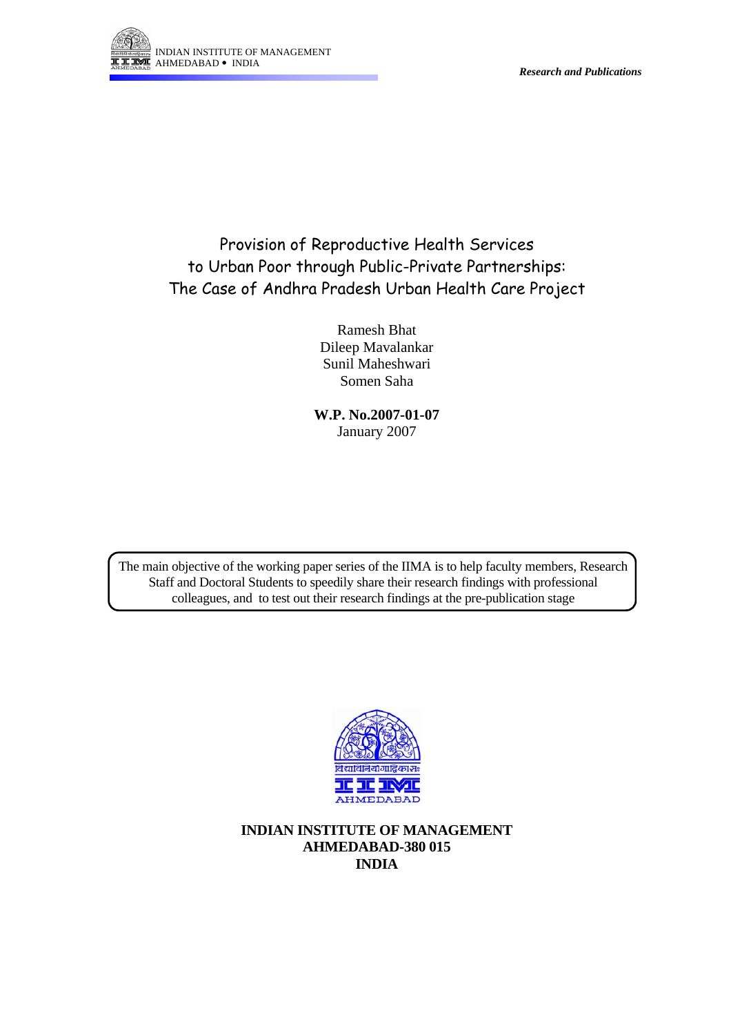INDIAN INSTITUTE OF MANAGEMENT
AHMEDABAD • INDIA

*Research and Publications*

# Provision of Reproductive Health Services to Urban Poor through Public-Private Partnerships: The Case of Andhra Pradesh Urban Health Care Project

Ramesh Bhat
Dileep Mavalankar
Sunil Maheshwari
Somen Saha

**W.P. No.2007-01-07**
January 2007

The main objective of the working paper series of the IIMA is to help faculty members, Research Staff and Doctoral Students to speedily share their research findings with professional colleagues, and to test out their research findings at the pre-publication stage

**INDIAN INSTITUTE OF MANAGEMENT**
**AHMEDABAD-380 015**
**INDIA**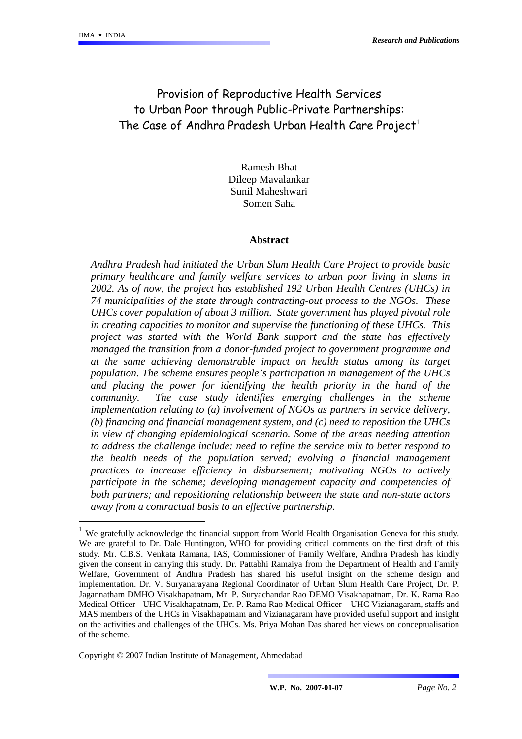# Provision of Reproductive Health Services to Urban Poor through Public-Private Partnerships: The Case of Andhra Pradesh Urban Health Care Project[1]

Ramesh Bhat
Dileep Mavalankar
Sunil Maheshwari
Somen Saha

## Abstract

*Andhra Pradesh had initiated the Urban Slum Health Care Project to provide basic primary healthcare and family welfare services to urban poor living in slums in 2002. As of now, the project has established 192 Urban Health Centres (UHCs) in 74 municipalities of the state through contracting-out process to the NGOs. These UHCs cover population of about 3 million. State government has played pivotal role in creating capacities to monitor and supervise the functioning of these UHCs. This project was started with the World Bank support and the state has effectively managed the transition from a donor-funded project to government programme and at the same achieving demonstrable impact on health status among its target population. The scheme ensures people's participation in management of the UHCs and placing the power for identifying the health priority in the hand of the community. The case study identifies emerging challenges in the scheme implementation relating to (a) involvement of NGOs as partners in service delivery, (b) financing and financial management system, and (c) need to reposition the UHCs in view of changing epidemiological scenario. Some of the areas needing attention to address the challenge include: need to refine the service mix to better respond to the health needs of the population served; evolving a financial management practices to increase efficiency in disbursement; motivating NGOs to actively participate in the scheme; developing management capacity and competencies of both partners; and repositioning relationship between the state and non-state actors away from a contractual basis to an effective partnership.*

---

[1] We gratefully acknowledge the financial support from World Health Organisation Geneva for this study. We are grateful to Dr. Dale Huntington, WHO for providing critical comments on the first draft of this study. Mr. C.B.S. Venkata Ramana, IAS, Commissioner of Family Welfare, Andhra Pradesh has kindly given the consent in carrying this study. Dr. Pattabhi Ramaiya from the Department of Health and Family Welfare, Government of Andhra Pradesh has shared his useful insight on the scheme design and implementation. Dr. V. Suryanarayana Regional Coordinator of Urban Slum Health Care Project, Dr. P. Jagannatham DMHO Visakhapatnam, Mr. P. Suryachandar Rao DEMO Visakhapatnam, Dr. K. Rama Rao Medical Officer - UHC Visakhapatnam, Dr. P. Rama Rao Medical Officer – UHC Vizianagaram, staffs and MAS members of the UHCs in Visakhapatnam and Vizianagaram have provided useful support and insight on the activities and challenges of the UHCs. Ms. Priya Mohan Das shared her views on conceptualisation of the scheme.

Copyright © 2007 Indian Institute of Management, Ahmedabad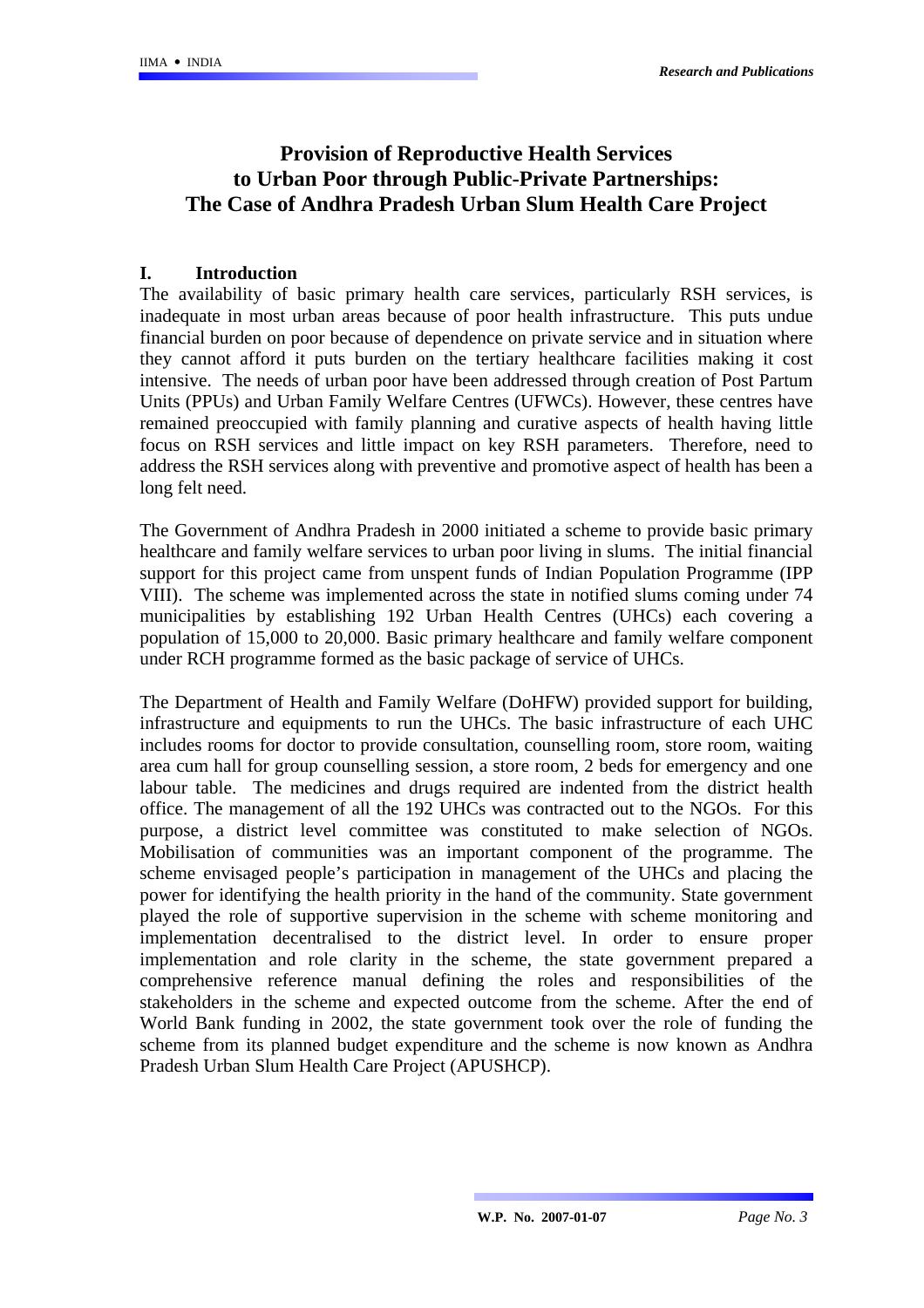# Provision of Reproductive Health Services to Urban Poor through Public-Private Partnerships: The Case of Andhra Pradesh Urban Slum Health Care Project

## I. Introduction

The availability of basic primary health care services, particularly RSH services, is inadequate in most urban areas because of poor health infrastructure. This puts undue financial burden on poor because of dependence on private service and in situation where they cannot afford it puts burden on the tertiary healthcare facilities making it cost intensive. The needs of urban poor have been addressed through creation of Post Partum Units (PPUs) and Urban Family Welfare Centres (UFWCs). However, these centres have remained preoccupied with family planning and curative aspects of health having little focus on RSH services and little impact on key RSH parameters. Therefore, need to address the RSH services along with preventive and promotive aspect of health has been a long felt need.

The Government of Andhra Pradesh in 2000 initiated a scheme to provide basic primary healthcare and family welfare services to urban poor living in slums. The initial financial support for this project came from unspent funds of Indian Population Programme (IPP VIII). The scheme was implemented across the state in notified slums coming under 74 municipalities by establishing 192 Urban Health Centres (UHCs) each covering a population of 15,000 to 20,000. Basic primary healthcare and family welfare component under RCH programme formed as the basic package of service of UHCs.

The Department of Health and Family Welfare (DoHFW) provided support for building, infrastructure and equipments to run the UHCs. The basic infrastructure of each UHC includes rooms for doctor to provide consultation, counselling room, store room, waiting area cum hall for group counselling session, a store room, 2 beds for emergency and one labour table. The medicines and drugs required are indented from the district health office. The management of all the 192 UHCs was contracted out to the NGOs. For this purpose, a district level committee was constituted to make selection of NGOs. Mobilisation of communities was an important component of the programme. The scheme envisaged people's participation in management of the UHCs and placing the power for identifying the health priority in the hand of the community. State government played the role of supportive supervision in the scheme with scheme monitoring and implementation decentralised to the district level. In order to ensure proper implementation and role clarity in the scheme, the state government prepared a comprehensive reference manual defining the roles and responsibilities of the stakeholders in the scheme and expected outcome from the scheme. After the end of World Bank funding in 2002, the state government took over the role of funding the scheme from its planned budget expenditure and the scheme is now known as Andhra Pradesh Urban Slum Health Care Project (APUSHCP).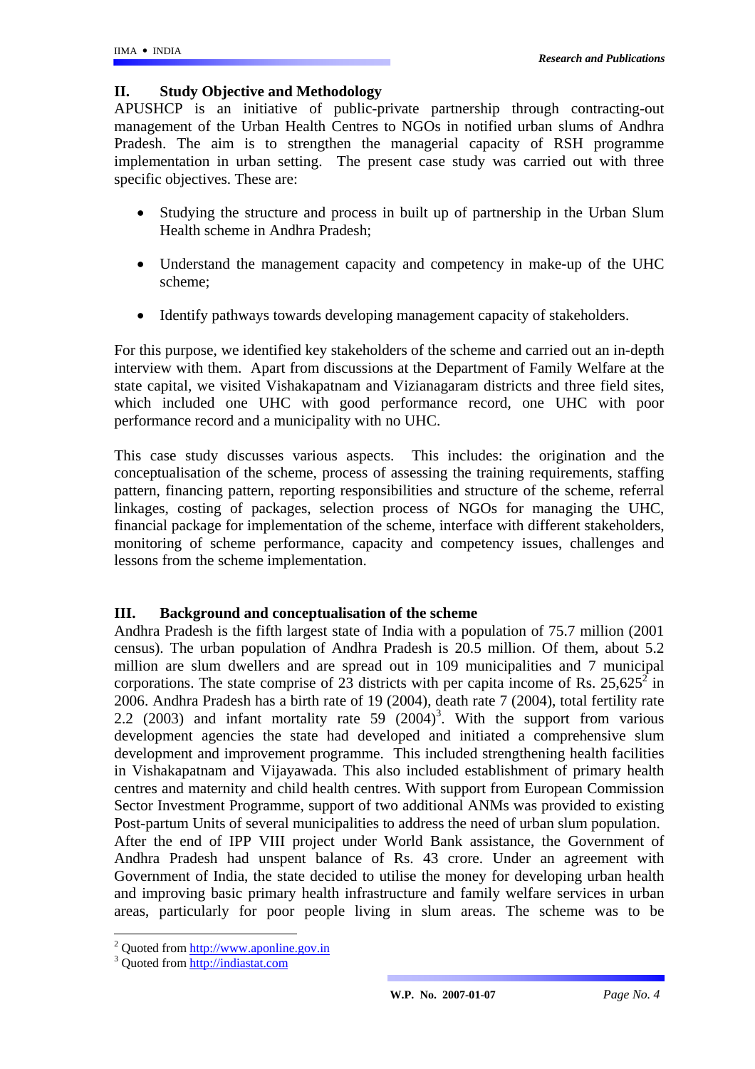## II. Study Objective and Methodology

APUSHCP is an initiative of public-private partnership through contracting-out management of the Urban Health Centres to NGOs in notified urban slums of Andhra Pradesh. The aim is to strengthen the managerial capacity of RSH programme implementation in urban setting. The present case study was carried out with three specific objectives. These are:

- Studying the structure and process in built up of partnership in the Urban Slum Health scheme in Andhra Pradesh;
- Understand the management capacity and competency in make-up of the UHC scheme;
- Identify pathways towards developing management capacity of stakeholders.

For this purpose, we identified key stakeholders of the scheme and carried out an in-depth interview with them. Apart from discussions at the Department of Family Welfare at the state capital, we visited Vishakapatnam and Vizianagaram districts and three field sites, which included one UHC with good performance record, one UHC with poor performance record and a municipality with no UHC.

This case study discusses various aspects. This includes: the origination and the conceptualisation of the scheme, process of assessing the training requirements, staffing pattern, financing pattern, reporting responsibilities and structure of the scheme, referral linkages, costing of packages, selection process of NGOs for managing the UHC, financial package for implementation of the scheme, interface with different stakeholders, monitoring of scheme performance, capacity and competency issues, challenges and lessons from the scheme implementation.

## III. Background and conceptualisation of the scheme

Andhra Pradesh is the fifth largest state of India with a population of 75.7 million (2001 census). The urban population of Andhra Pradesh is 20.5 million. Of them, about 5.2 million are slum dwellers and are spread out in 109 municipalities and 7 municipal corporations. The state comprise of 23 districts with per capita income of Rs. 25,625[2] in 2006. Andhra Pradesh has a birth rate of 19 (2004), death rate 7 (2004), total fertility rate 2.2 (2003) and infant mortality rate 59 (2004)[3]. With the support from various development agencies the state had developed and initiated a comprehensive slum development and improvement programme. This included strengthening health facilities in Vishakapatnam and Vijayawada. This also included establishment of primary health centres and maternity and child health centres. With support from European Commission Sector Investment Programme, support of two additional ANMs was provided to existing Post-partum Units of several municipalities to address the need of urban slum population.
After the end of IPP VIII project under World Bank assistance, the Government of Andhra Pradesh had unspent balance of Rs. 43 crore. Under an agreement with Government of India, the state decided to utilise the money for developing urban health and improving basic primary health infrastructure and family welfare services in urban areas, particularly for poor people living in slum areas. The scheme was to be

---

[2] Quoted from http://www.aponline.gov.in

[3] Quoted from http://indiastat.com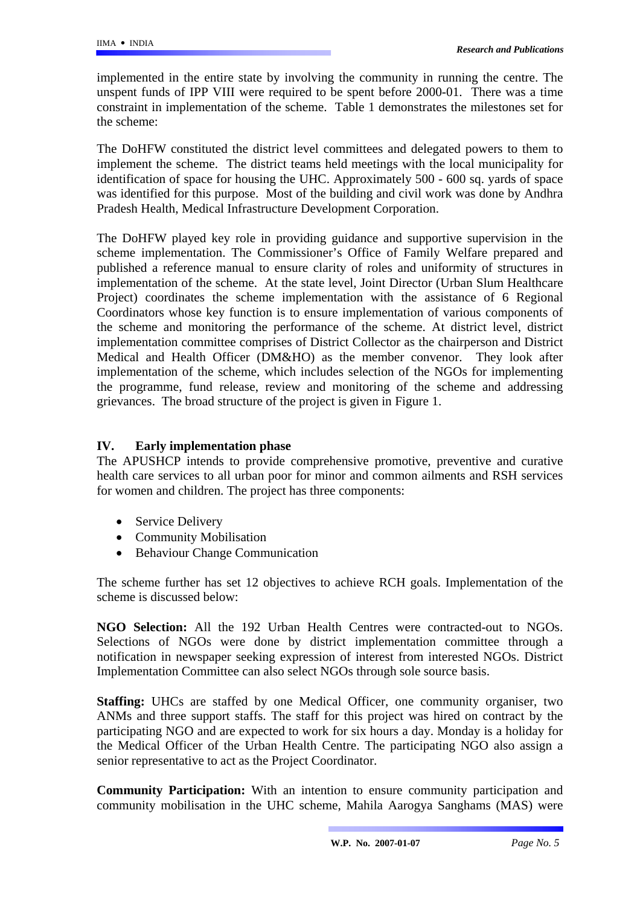implemented in the entire state by involving the community in running the centre. The unspent funds of IPP VIII were required to be spent before 2000-01. There was a time constraint in implementation of the scheme. Table 1 demonstrates the milestones set for the scheme:

The DoHFW constituted the district level committees and delegated powers to them to implement the scheme. The district teams held meetings with the local municipality for identification of space for housing the UHC. Approximately 500 - 600 sq. yards of space was identified for this purpose. Most of the building and civil work was done by Andhra Pradesh Health, Medical Infrastructure Development Corporation.

The DoHFW played key role in providing guidance and supportive supervision in the scheme implementation. The Commissioner's Office of Family Welfare prepared and published a reference manual to ensure clarity of roles and uniformity of structures in implementation of the scheme. At the state level, Joint Director (Urban Slum Healthcare Project) coordinates the scheme implementation with the assistance of 6 Regional Coordinators whose key function is to ensure implementation of various components of the scheme and monitoring the performance of the scheme. At district level, district implementation committee comprises of District Collector as the chairperson and District Medical and Health Officer (DM&HO) as the member convenor. They look after implementation of the scheme, which includes selection of the NGOs for implementing the programme, fund release, review and monitoring of the scheme and addressing grievances. The broad structure of the project is given in Figure 1.

## IV. Early implementation phase

The APUSHCP intends to provide comprehensive promotive, preventive and curative health care services to all urban poor for minor and common ailments and RSH services for women and children. The project has three components:

- Service Delivery
- Community Mobilisation
- Behaviour Change Communication

The scheme further has set 12 objectives to achieve RCH goals. Implementation of the scheme is discussed below:

**NGO Selection:** All the 192 Urban Health Centres were contracted-out to NGOs. Selections of NGOs were done by district implementation committee through a notification in newspaper seeking expression of interest from interested NGOs. District Implementation Committee can also select NGOs through sole source basis.

**Staffing:** UHCs are staffed by one Medical Officer, one community organiser, two ANMs and three support staffs. The staff for this project was hired on contract by the participating NGO and are expected to work for six hours a day. Monday is a holiday for the Medical Officer of the Urban Health Centre. The participating NGO also assign a senior representative to act as the Project Coordinator.

**Community Participation:** With an intention to ensure community participation and community mobilisation in the UHC scheme, Mahila Aarogya Sanghams (MAS) were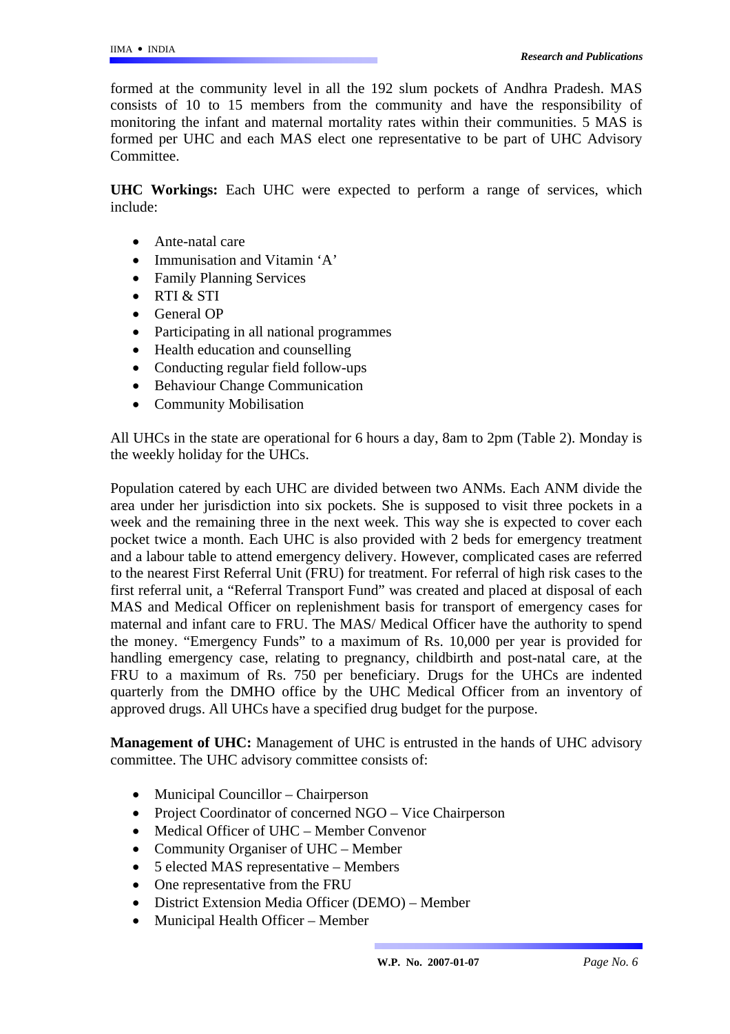formed at the community level in all the 192 slum pockets of Andhra Pradesh. MAS consists of 10 to 15 members from the community and have the responsibility of monitoring the infant and maternal mortality rates within their communities. 5 MAS is formed per UHC and each MAS elect one representative to be part of UHC Advisory Committee.

**UHC Workings:** Each UHC were expected to perform a range of services, which include:

- Ante-natal care
- Immunisation and Vitamin 'A'
- Family Planning Services
- RTI & STI
- General OP
- Participating in all national programmes
- Health education and counselling
- Conducting regular field follow-ups
- Behaviour Change Communication
- Community Mobilisation

All UHCs in the state are operational for 6 hours a day, 8am to 2pm (Table 2). Monday is the weekly holiday for the UHCs.

Population catered by each UHC are divided between two ANMs. Each ANM divide the area under her jurisdiction into six pockets. She is supposed to visit three pockets in a week and the remaining three in the next week. This way she is expected to cover each pocket twice a month. Each UHC is also provided with 2 beds for emergency treatment and a labour table to attend emergency delivery. However, complicated cases are referred to the nearest First Referral Unit (FRU) for treatment. For referral of high risk cases to the first referral unit, a "Referral Transport Fund" was created and placed at disposal of each MAS and Medical Officer on replenishment basis for transport of emergency cases for maternal and infant care to FRU. The MAS/ Medical Officer have the authority to spend the money. "Emergency Funds" to a maximum of Rs. 10,000 per year is provided for handling emergency case, relating to pregnancy, childbirth and post-natal care, at the FRU to a maximum of Rs. 750 per beneficiary. Drugs for the UHCs are indented quarterly from the DMHO office by the UHC Medical Officer from an inventory of approved drugs. All UHCs have a specified drug budget for the purpose.

**Management of UHC:** Management of UHC is entrusted in the hands of UHC advisory committee. The UHC advisory committee consists of:

- Municipal Councillor – Chairperson
- Project Coordinator of concerned NGO – Vice Chairperson
- Medical Officer of UHC – Member Convenor
- Community Organiser of UHC – Member
- 5 elected MAS representative – Members
- One representative from the FRU
- District Extension Media Officer (DEMO) – Member
- Municipal Health Officer – Member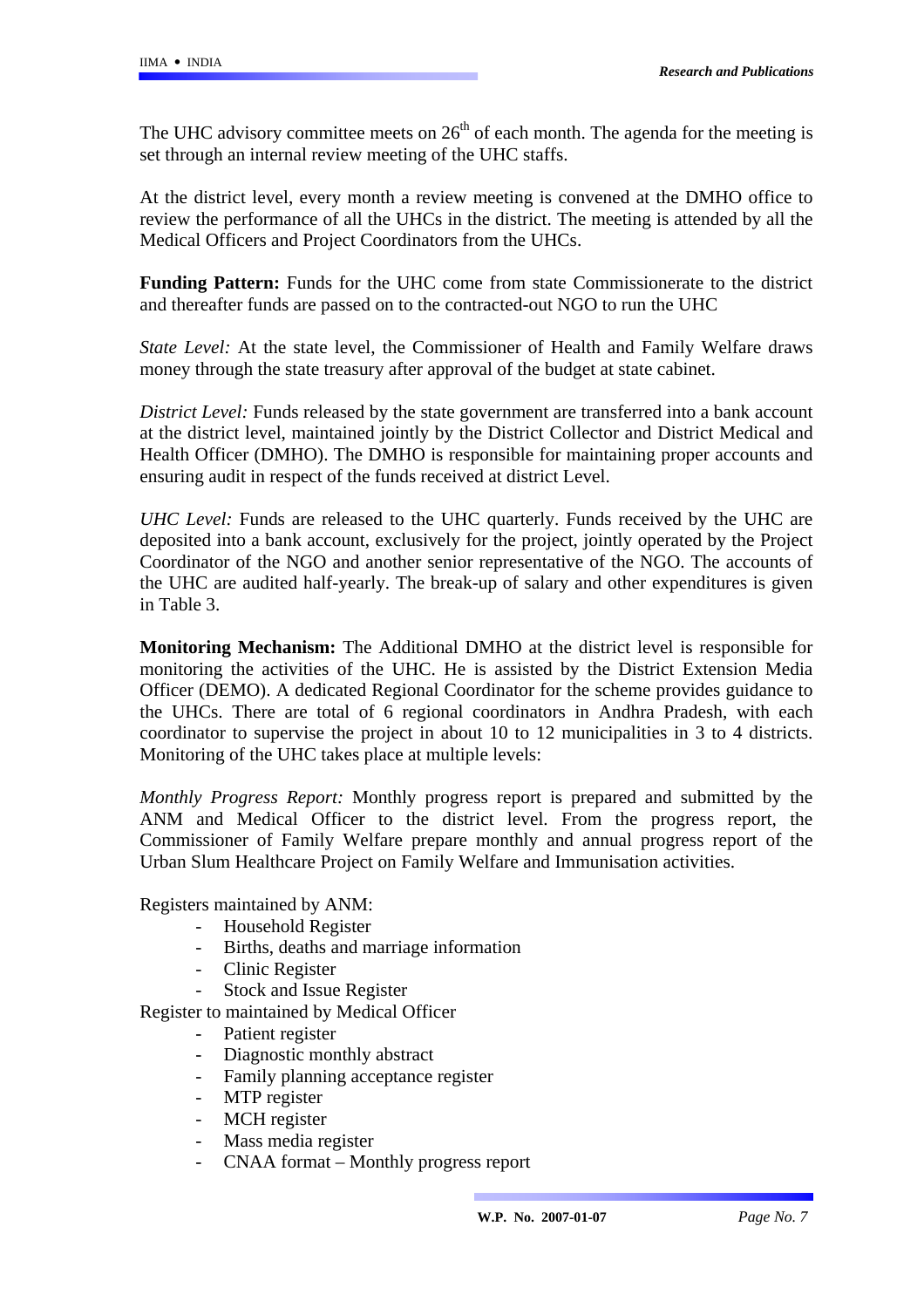The UHC advisory committee meets on 26th of each month. The agenda for the meeting is set through an internal review meeting of the UHC staffs.

At the district level, every month a review meeting is convened at the DMHO office to review the performance of all the UHCs in the district. The meeting is attended by all the Medical Officers and Project Coordinators from the UHCs.

**Funding Pattern:** Funds for the UHC come from state Commissionerate to the district and thereafter funds are passed on to the contracted-out NGO to run the UHC

*State Level:* At the state level, the Commissioner of Health and Family Welfare draws money through the state treasury after approval of the budget at state cabinet.

*District Level:* Funds released by the state government are transferred into a bank account at the district level, maintained jointly by the District Collector and District Medical and Health Officer (DMHO). The DMHO is responsible for maintaining proper accounts and ensuring audit in respect of the funds received at district Level.

*UHC Level:* Funds are released to the UHC quarterly. Funds received by the UHC are deposited into a bank account, exclusively for the project, jointly operated by the Project Coordinator of the NGO and another senior representative of the NGO. The accounts of the UHC are audited half-yearly. The break-up of salary and other expenditures is given in Table 3.

**Monitoring Mechanism:** The Additional DMHO at the district level is responsible for monitoring the activities of the UHC. He is assisted by the District Extension Media Officer (DEMO). A dedicated Regional Coordinator for the scheme provides guidance to the UHCs. There are total of 6 regional coordinators in Andhra Pradesh, with each coordinator to supervise the project in about 10 to 12 municipalities in 3 to 4 districts. Monitoring of the UHC takes place at multiple levels:

*Monthly Progress Report:* Monthly progress report is prepared and submitted by the ANM and Medical Officer to the district level. From the progress report, the Commissioner of Family Welfare prepare monthly and annual progress report of the Urban Slum Healthcare Project on Family Welfare and Immunisation activities.

Registers maintained by ANM:

- Household Register
- Births, deaths and marriage information
- Clinic Register
- Stock and Issue Register

Register to maintained by Medical Officer

- Patient register
- Diagnostic monthly abstract
- Family planning acceptance register
- MTP register
- MCH register
- Mass media register
- CNAA format – Monthly progress report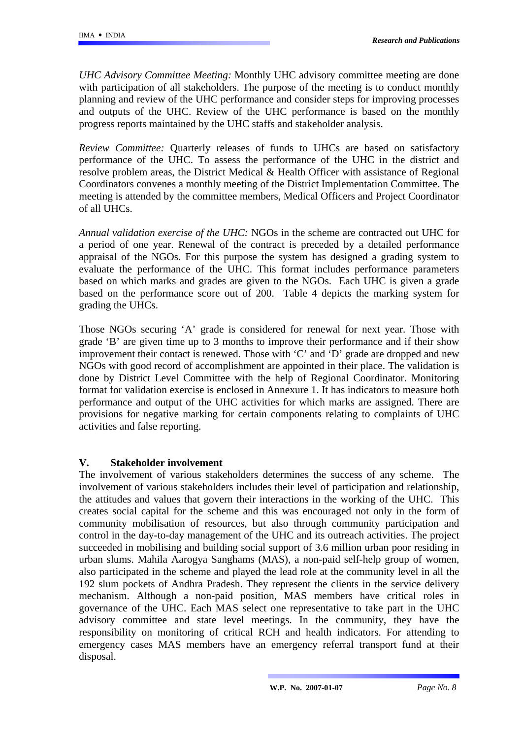*UHC Advisory Committee Meeting:* Monthly UHC advisory committee meeting are done with participation of all stakeholders. The purpose of the meeting is to conduct monthly planning and review of the UHC performance and consider steps for improving processes and outputs of the UHC. Review of the UHC performance is based on the monthly progress reports maintained by the UHC staffs and stakeholder analysis.

*Review Committee:* Quarterly releases of funds to UHCs are based on satisfactory performance of the UHC. To assess the performance of the UHC in the district and resolve problem areas, the District Medical & Health Officer with assistance of Regional Coordinators convenes a monthly meeting of the District Implementation Committee. The meeting is attended by the committee members, Medical Officers and Project Coordinator of all UHCs.

*Annual validation exercise of the UHC:* NGOs in the scheme are contracted out UHC for a period of one year. Renewal of the contract is preceded by a detailed performance appraisal of the NGOs. For this purpose the system has designed a grading system to evaluate the performance of the UHC. This format includes performance parameters based on which marks and grades are given to the NGOs. Each UHC is given a grade based on the performance score out of 200. Table 4 depicts the marking system for grading the UHCs.

Those NGOs securing 'A' grade is considered for renewal for next year. Those with grade 'B' are given time up to 3 months to improve their performance and if their show improvement their contact is renewed. Those with 'C' and 'D' grade are dropped and new NGOs with good record of accomplishment are appointed in their place. The validation is done by District Level Committee with the help of Regional Coordinator. Monitoring format for validation exercise is enclosed in Annexure 1. It has indicators to measure both performance and output of the UHC activities for which marks are assigned. There are provisions for negative marking for certain components relating to complaints of UHC activities and false reporting.

## V. Stakeholder involvement

The involvement of various stakeholders determines the success of any scheme. The involvement of various stakeholders includes their level of participation and relationship, the attitudes and values that govern their interactions in the working of the UHC. This creates social capital for the scheme and this was encouraged not only in the form of community mobilisation of resources, but also through community participation and control in the day-to-day management of the UHC and its outreach activities. The project succeeded in mobilising and building social support of 3.6 million urban poor residing in urban slums. Mahila Aarogya Sanghams (MAS), a non-paid self-help group of women, also participated in the scheme and played the lead role at the community level in all the 192 slum pockets of Andhra Pradesh. They represent the clients in the service delivery mechanism. Although a non-paid position, MAS members have critical roles in governance of the UHC. Each MAS select one representative to take part in the UHC advisory committee and state level meetings. In the community, they have the responsibility on monitoring of critical RCH and health indicators. For attending to emergency cases MAS members have an emergency referral transport fund at their disposal.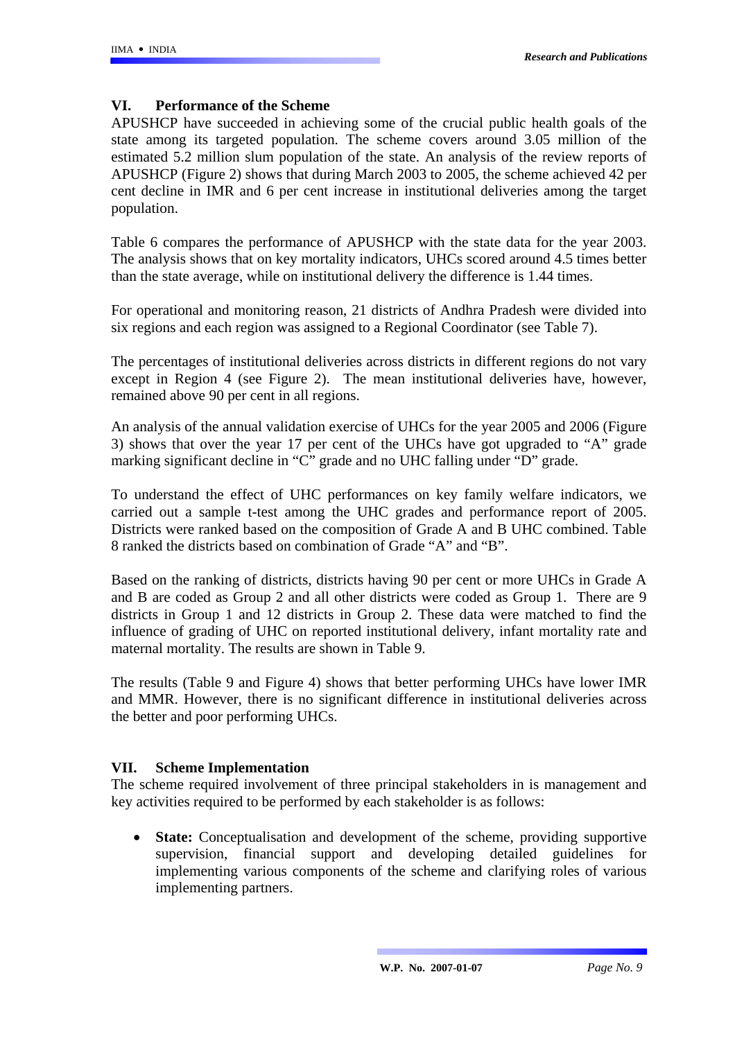## VI. Performance of the Scheme

APUSHCP have succeeded in achieving some of the crucial public health goals of the state among its targeted population. The scheme covers around 3.05 million of the estimated 5.2 million slum population of the state. An analysis of the review reports of APUSHCP (Figure 2) shows that during March 2003 to 2005, the scheme achieved 42 per cent decline in IMR and 6 per cent increase in institutional deliveries among the target population.

Table 6 compares the performance of APUSHCP with the state data for the year 2003. The analysis shows that on key mortality indicators, UHCs scored around 4.5 times better than the state average, while on institutional delivery the difference is 1.44 times.

For operational and monitoring reason, 21 districts of Andhra Pradesh were divided into six regions and each region was assigned to a Regional Coordinator (see Table 7).

The percentages of institutional deliveries across districts in different regions do not vary except in Region 4 (see Figure 2). The mean institutional deliveries have, however, remained above 90 per cent in all regions.

An analysis of the annual validation exercise of UHCs for the year 2005 and 2006 (Figure 3) shows that over the year 17 per cent of the UHCs have got upgraded to "A" grade marking significant decline in "C" grade and no UHC falling under "D" grade.

To understand the effect of UHC performances on key family welfare indicators, we carried out a sample t-test among the UHC grades and performance report of 2005. Districts were ranked based on the composition of Grade A and B UHC combined. Table 8 ranked the districts based on combination of Grade "A" and "B".

Based on the ranking of districts, districts having 90 per cent or more UHCs in Grade A and B are coded as Group 2 and all other districts were coded as Group 1. There are 9 districts in Group 1 and 12 districts in Group 2. These data were matched to find the influence of grading of UHC on reported institutional delivery, infant mortality rate and maternal mortality. The results are shown in Table 9.

The results (Table 9 and Figure 4) shows that better performing UHCs have lower IMR and MMR. However, there is no significant difference in institutional deliveries across the better and poor performing UHCs.

## VII. Scheme Implementation

The scheme required involvement of three principal stakeholders in is management and key activities required to be performed by each stakeholder is as follows:

- **State:** Conceptualisation and development of the scheme, providing supportive supervision, financial support and developing detailed guidelines for implementing various components of the scheme and clarifying roles of various implementing partners.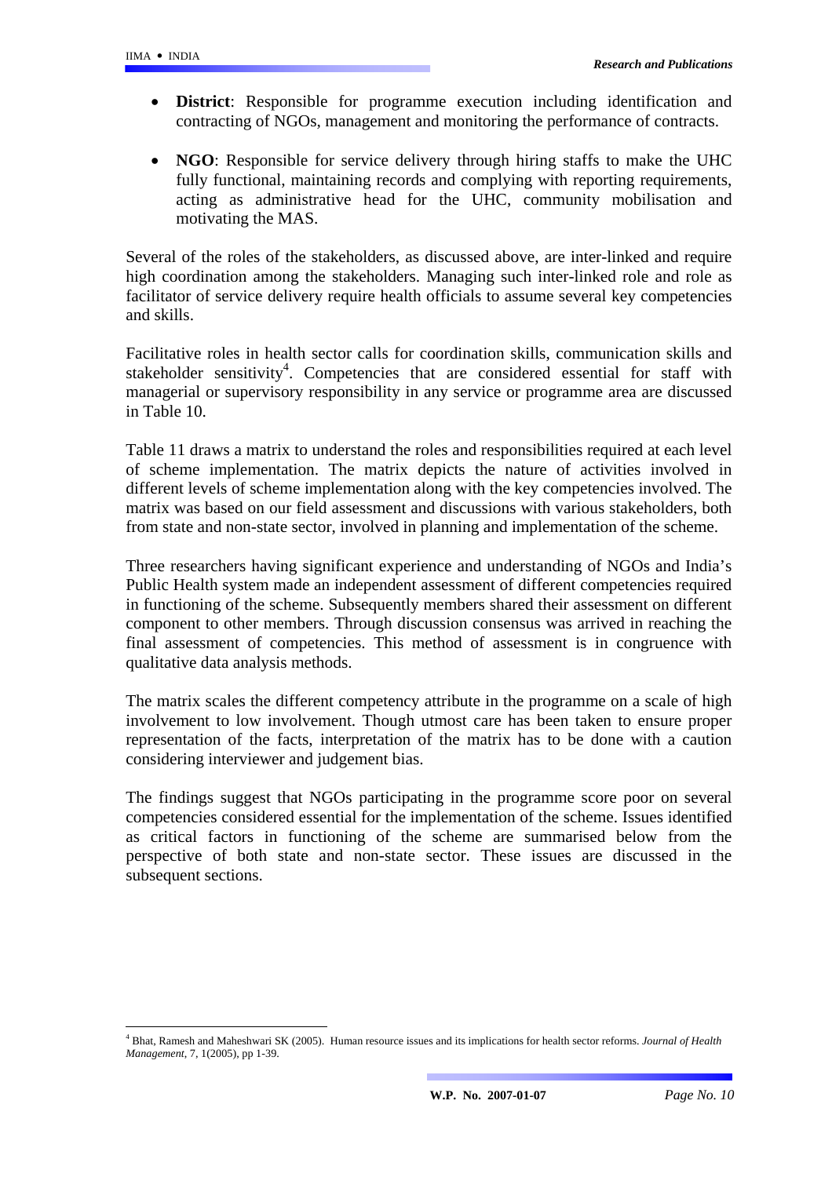- **District**: Responsible for programme execution including identification and contracting of NGOs, management and monitoring the performance of contracts.

- **NGO**: Responsible for service delivery through hiring staffs to make the UHC fully functional, maintaining records and complying with reporting requirements, acting as administrative head for the UHC, community mobilisation and motivating the MAS.

Several of the roles of the stakeholders, as discussed above, are inter-linked and require high coordination among the stakeholders. Managing such inter-linked role and role as facilitator of service delivery require health officials to assume several key competencies and skills.

Facilitative roles in health sector calls for coordination skills, communication skills and stakeholder sensitivity[4]. Competencies that are considered essential for staff with managerial or supervisory responsibility in any service or programme area are discussed in Table 10.

Table 11 draws a matrix to understand the roles and responsibilities required at each level of scheme implementation. The matrix depicts the nature of activities involved in different levels of scheme implementation along with the key competencies involved. The matrix was based on our field assessment and discussions with various stakeholders, both from state and non-state sector, involved in planning and implementation of the scheme.

Three researchers having significant experience and understanding of NGOs and India's Public Health system made an independent assessment of different competencies required in functioning of the scheme. Subsequently members shared their assessment on different component to other members. Through discussion consensus was arrived in reaching the final assessment of competencies. This method of assessment is in congruence with qualitative data analysis methods.

The matrix scales the different competency attribute in the programme on a scale of high involvement to low involvement. Though utmost care has been taken to ensure proper representation of the facts, interpretation of the matrix has to be done with a caution considering interviewer and judgement bias.

The findings suggest that NGOs participating in the programme score poor on several competencies considered essential for the implementation of the scheme. Issues identified as critical factors in functioning of the scheme are summarised below from the perspective of both state and non-state sector. These issues are discussed in the subsequent sections.

[4] Bhat, Ramesh and Maheshwari SK (2005). Human resource issues and its implications for health sector reforms. *Journal of Health Management*, 7, 1(2005), pp 1-39.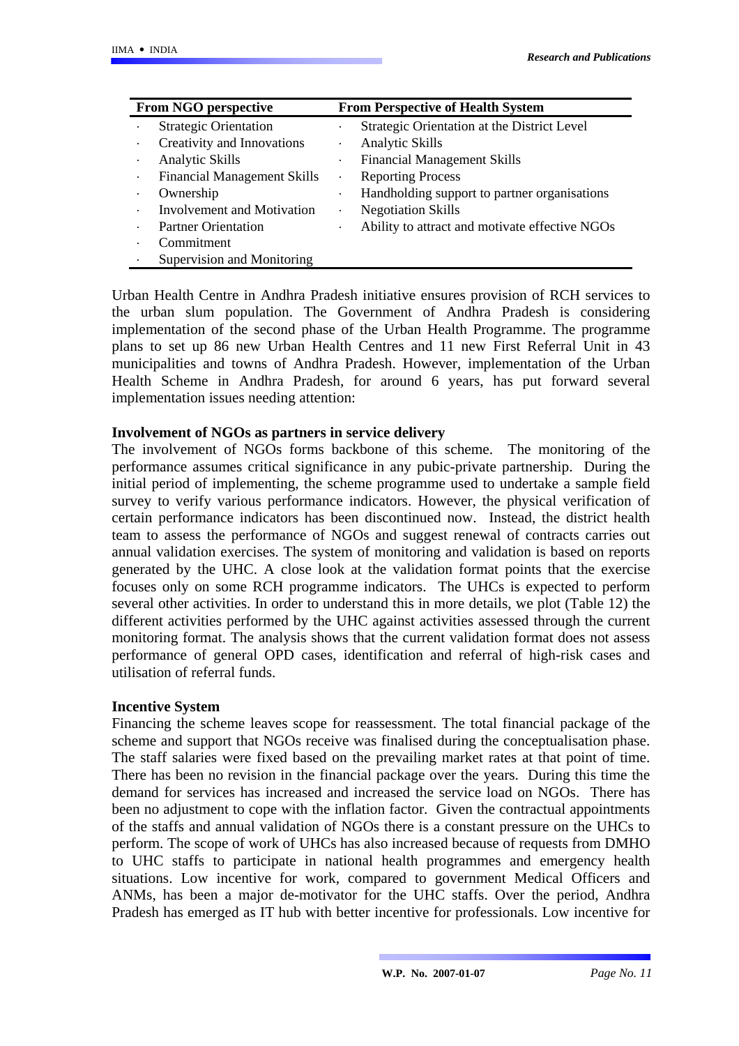| From NGO perspective | From Perspective of Health System |
|---|---|
| · Strategic Orientation | · Strategic Orientation at the District Level |
| · Creativity and Innovations | · Analytic Skills |
| · Analytic Skills | · Financial Management Skills |
| · Financial Management Skills | · Reporting Process |
| · Ownership | · Handholding support to partner organisations |
| · Involvement and Motivation | · Negotiation Skills |
| · Partner Orientation | · Ability to attract and motivate effective NGOs |
| · Commitment | |
| · Supervision and Monitoring | |

Urban Health Centre in Andhra Pradesh initiative ensures provision of RCH services to the urban slum population. The Government of Andhra Pradesh is considering implementation of the second phase of the Urban Health Programme. The programme plans to set up 86 new Urban Health Centres and 11 new First Referral Unit in 43 municipalities and towns of Andhra Pradesh. However, implementation of the Urban Health Scheme in Andhra Pradesh, for around 6 years, has put forward several implementation issues needing attention:

**Involvement of NGOs as partners in service delivery**

The involvement of NGOs forms backbone of this scheme. The monitoring of the performance assumes critical significance in any pubic-private partnership. During the initial period of implementing, the scheme programme used to undertake a sample field survey to verify various performance indicators. However, the physical verification of certain performance indicators has been discontinued now. Instead, the district health team to assess the performance of NGOs and suggest renewal of contracts carries out annual validation exercises. The system of monitoring and validation is based on reports generated by the UHC. A close look at the validation format points that the exercise focuses only on some RCH programme indicators. The UHCs is expected to perform several other activities. In order to understand this in more details, we plot (Table 12) the different activities performed by the UHC against activities assessed through the current monitoring format. The analysis shows that the current validation format does not assess performance of general OPD cases, identification and referral of high-risk cases and utilisation of referral funds.

**Incentive System**

Financing the scheme leaves scope for reassessment. The total financial package of the scheme and support that NGOs receive was finalised during the conceptualisation phase. The staff salaries were fixed based on the prevailing market rates at that point of time. There has been no revision in the financial package over the years. During this time the demand for services has increased and increased the service load on NGOs. There has been no adjustment to cope with the inflation factor. Given the contractual appointments of the staffs and annual validation of NGOs there is a constant pressure on the UHCs to perform. The scope of work of UHCs has also increased because of requests from DMHO to UHC staffs to participate in national health programmes and emergency health situations. Low incentive for work, compared to government Medical Officers and ANMs, has been a major de-motivator for the UHC staffs. Over the period, Andhra Pradesh has emerged as IT hub with better incentive for professionals. Low incentive for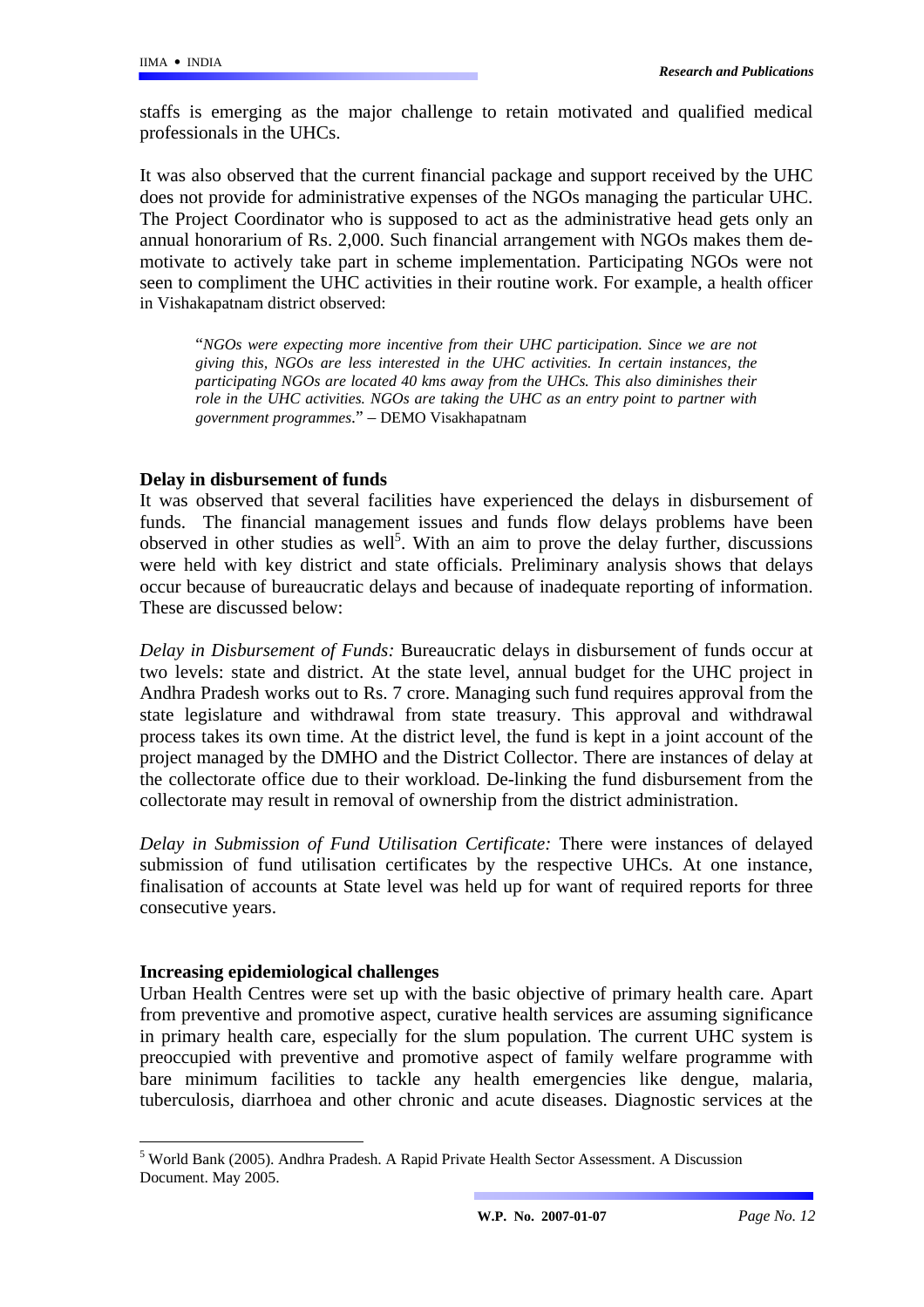staffs is emerging as the major challenge to retain motivated and qualified medical professionals in the UHCs.

It was also observed that the current financial package and support received by the UHC does not provide for administrative expenses of the NGOs managing the particular UHC. The Project Coordinator who is supposed to act as the administrative head gets only an annual honorarium of Rs. 2,000. Such financial arrangement with NGOs makes them de-motivate to actively take part in scheme implementation. Participating NGOs were not seen to compliment the UHC activities in their routine work. For example, a health officer in Vishakapatnam district observed:

> "*NGOs were expecting more incentive from their UHC participation. Since we are not giving this, NGOs are less interested in the UHC activities. In certain instances, the participating NGOs are located 40 kms away from the UHCs. This also diminishes their role in the UHC activities. NGOs are taking the UHC as an entry point to partner with government programmes*." – DEMO Visakhapatnam

**Delay in disbursement of funds**

It was observed that several facilities have experienced the delays in disbursement of funds. The financial management issues and funds flow delays problems have been observed in other studies as well[5]. With an aim to prove the delay further, discussions were held with key district and state officials. Preliminary analysis shows that delays occur because of bureaucratic delays and because of inadequate reporting of information. These are discussed below:

*Delay in Disbursement of Funds:* Bureaucratic delays in disbursement of funds occur at two levels: state and district. At the state level, annual budget for the UHC project in Andhra Pradesh works out to Rs. 7 crore. Managing such fund requires approval from the state legislature and withdrawal from state treasury. This approval and withdrawal process takes its own time. At the district level, the fund is kept in a joint account of the project managed by the DMHO and the District Collector. There are instances of delay at the collectorate office due to their workload. De-linking the fund disbursement from the collectorate may result in removal of ownership from the district administration.

*Delay in Submission of Fund Utilisation Certificate:* There were instances of delayed submission of fund utilisation certificates by the respective UHCs. At one instance, finalisation of accounts at State level was held up for want of required reports for three consecutive years.

**Increasing epidemiological challenges**

Urban Health Centres were set up with the basic objective of primary health care. Apart from preventive and promotive aspect, curative health services are assuming significance in primary health care, especially for the slum population. The current UHC system is preoccupied with preventive and promotive aspect of family welfare programme with bare minimum facilities to tackle any health emergencies like dengue, malaria, tuberculosis, diarrhoea and other chronic and acute diseases. Diagnostic services at the

---

[5] World Bank (2005). Andhra Pradesh. A Rapid Private Health Sector Assessment. A Discussion Document. May 2005.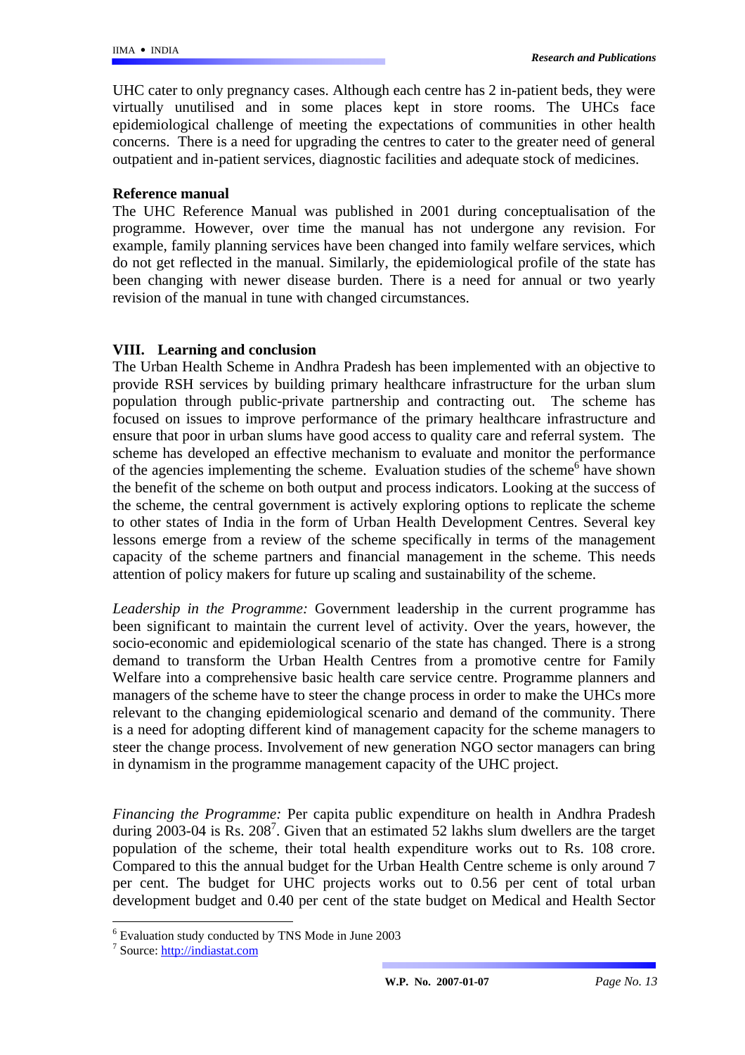UHC cater to only pregnancy cases. Although each centre has 2 in-patient beds, they were virtually unutilised and in some places kept in store rooms. The UHCs face epidemiological challenge of meeting the expectations of communities in other health concerns. There is a need for upgrading the centres to cater to the greater need of general outpatient and in-patient services, diagnostic facilities and adequate stock of medicines.

**Reference manual**

The UHC Reference Manual was published in 2001 during conceptualisation of the programme. However, over time the manual has not undergone any revision. For example, family planning services have been changed into family welfare services, which do not get reflected in the manual. Similarly, the epidemiological profile of the state has been changing with newer disease burden. There is a need for annual or two yearly revision of the manual in tune with changed circumstances.

## VIII. Learning and conclusion

The Urban Health Scheme in Andhra Pradesh has been implemented with an objective to provide RSH services by building primary healthcare infrastructure for the urban slum population through public-private partnership and contracting out. The scheme has focused on issues to improve performance of the primary healthcare infrastructure and ensure that poor in urban slums have good access to quality care and referral system. The scheme has developed an effective mechanism to evaluate and monitor the performance of the agencies implementing the scheme. Evaluation studies of the scheme[6] have shown the benefit of the scheme on both output and process indicators. Looking at the success of the scheme, the central government is actively exploring options to replicate the scheme to other states of India in the form of Urban Health Development Centres. Several key lessons emerge from a review of the scheme specifically in terms of the management capacity of the scheme partners and financial management in the scheme. This needs attention of policy makers for future up scaling and sustainability of the scheme.

*Leadership in the Programme:* Government leadership in the current programme has been significant to maintain the current level of activity. Over the years, however, the socio-economic and epidemiological scenario of the state has changed. There is a strong demand to transform the Urban Health Centres from a promotive centre for Family Welfare into a comprehensive basic health care service centre. Programme planners and managers of the scheme have to steer the change process in order to make the UHCs more relevant to the changing epidemiological scenario and demand of the community. There is a need for adopting different kind of management capacity for the scheme managers to steer the change process. Involvement of new generation NGO sector managers can bring in dynamism in the programme management capacity of the UHC project.

*Financing the Programme:* Per capita public expenditure on health in Andhra Pradesh during 2003-04 is Rs. 208[7]. Given that an estimated 52 lakhs slum dwellers are the target population of the scheme, their total health expenditure works out to Rs. 108 crore. Compared to this the annual budget for the Urban Health Centre scheme is only around 7 per cent. The budget for UHC projects works out to 0.56 per cent of total urban development budget and 0.40 per cent of the state budget on Medical and Health Sector

---

[6] Evaluation study conducted by TNS Mode in June 2003

[7] Source: http://indiastat.com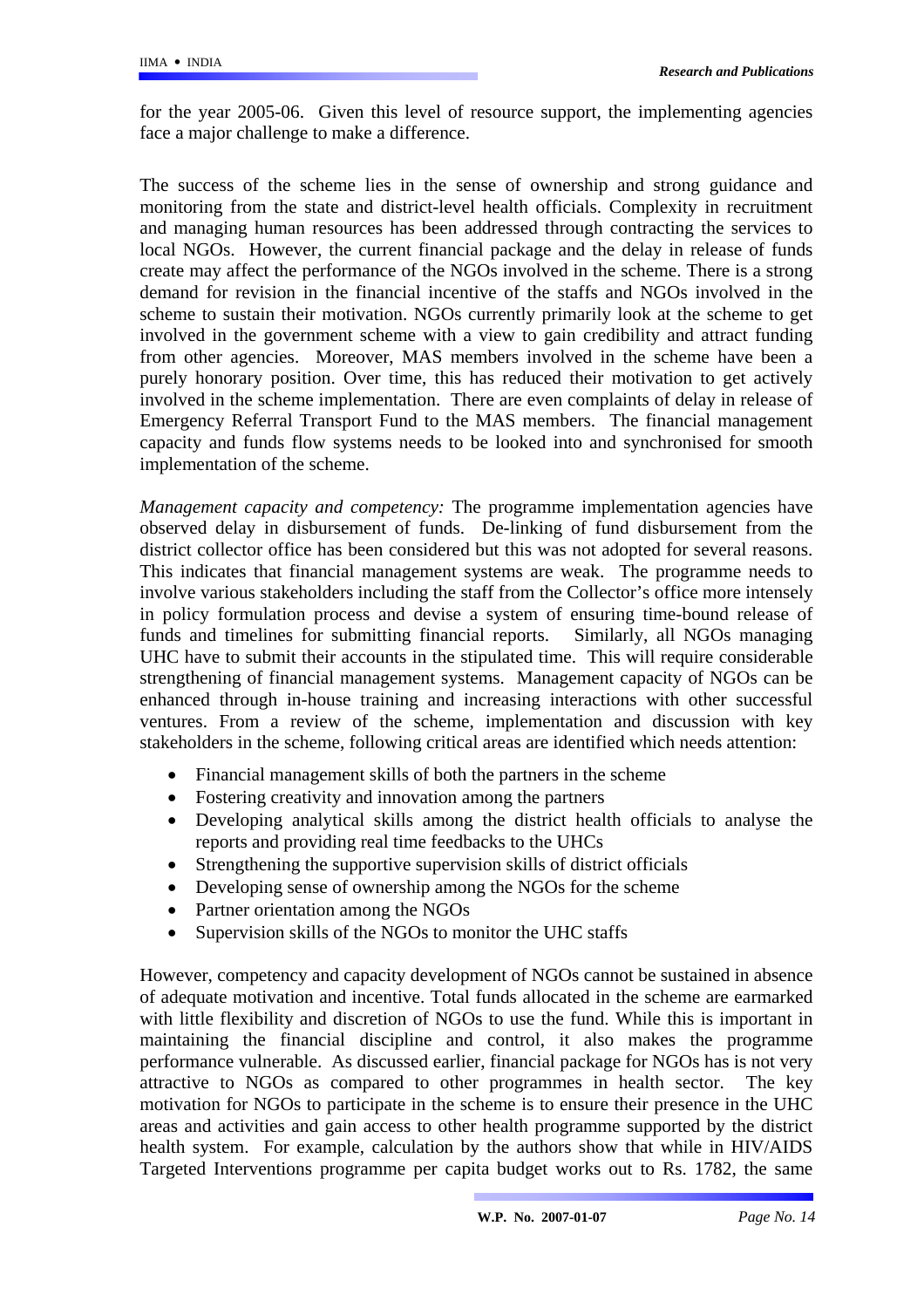for the year 2005-06. Given this level of resource support, the implementing agencies face a major challenge to make a difference.

The success of the scheme lies in the sense of ownership and strong guidance and monitoring from the state and district-level health officials. Complexity in recruitment and managing human resources has been addressed through contracting the services to local NGOs. However, the current financial package and the delay in release of funds create may affect the performance of the NGOs involved in the scheme. There is a strong demand for revision in the financial incentive of the staffs and NGOs involved in the scheme to sustain their motivation. NGOs currently primarily look at the scheme to get involved in the government scheme with a view to gain credibility and attract funding from other agencies. Moreover, MAS members involved in the scheme have been a purely honorary position. Over time, this has reduced their motivation to get actively involved in the scheme implementation. There are even complaints of delay in release of Emergency Referral Transport Fund to the MAS members. The financial management capacity and funds flow systems needs to be looked into and synchronised for smooth implementation of the scheme.

*Management capacity and competency:* The programme implementation agencies have observed delay in disbursement of funds. De-linking of fund disbursement from the district collector office has been considered but this was not adopted for several reasons. This indicates that financial management systems are weak. The programme needs to involve various stakeholders including the staff from the Collector's office more intensely in policy formulation process and devise a system of ensuring time-bound release of funds and timelines for submitting financial reports. Similarly, all NGOs managing UHC have to submit their accounts in the stipulated time. This will require considerable strengthening of financial management systems. Management capacity of NGOs can be enhanced through in-house training and increasing interactions with other successful ventures. From a review of the scheme, implementation and discussion with key stakeholders in the scheme, following critical areas are identified which needs attention:

- Financial management skills of both the partners in the scheme
- Fostering creativity and innovation among the partners
- Developing analytical skills among the district health officials to analyse the reports and providing real time feedbacks to the UHCs
- Strengthening the supportive supervision skills of district officials
- Developing sense of ownership among the NGOs for the scheme
- Partner orientation among the NGOs
- Supervision skills of the NGOs to monitor the UHC staffs

However, competency and capacity development of NGOs cannot be sustained in absence of adequate motivation and incentive. Total funds allocated in the scheme are earmarked with little flexibility and discretion of NGOs to use the fund. While this is important in maintaining the financial discipline and control, it also makes the programme performance vulnerable. As discussed earlier, financial package for NGOs has is not very attractive to NGOs as compared to other programmes in health sector. The key motivation for NGOs to participate in the scheme is to ensure their presence in the UHC areas and activities and gain access to other health programme supported by the district health system. For example, calculation by the authors show that while in HIV/AIDS Targeted Interventions programme per capita budget works out to Rs. 1782, the same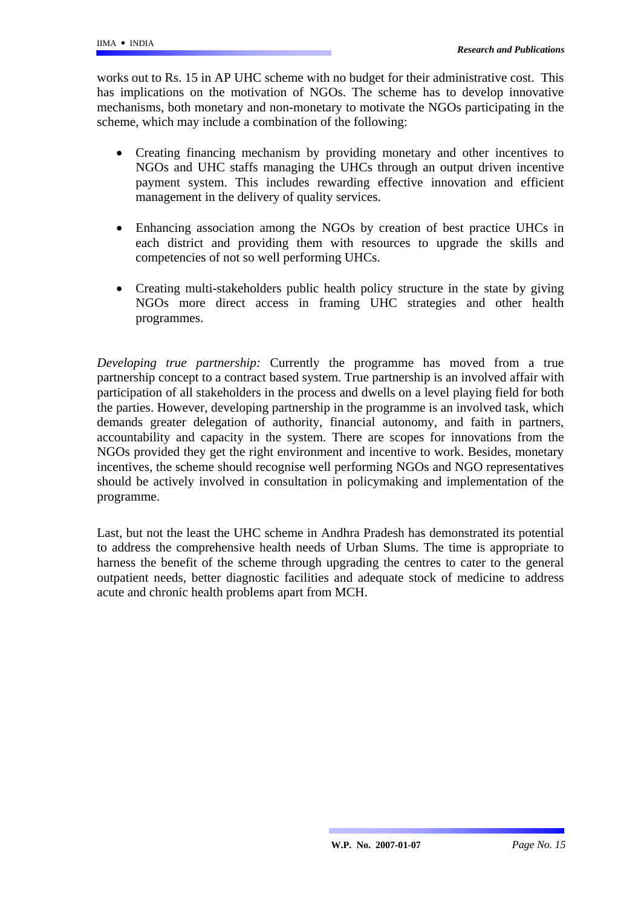works out to Rs. 15 in AP UHC scheme with no budget for their administrative cost. This has implications on the motivation of NGOs. The scheme has to develop innovative mechanisms, both monetary and non-monetary to motivate the NGOs participating in the scheme, which may include a combination of the following:

- Creating financing mechanism by providing monetary and other incentives to NGOs and UHC staffs managing the UHCs through an output driven incentive payment system. This includes rewarding effective innovation and efficient management in the delivery of quality services.

- Enhancing association among the NGOs by creation of best practice UHCs in each district and providing them with resources to upgrade the skills and competencies of not so well performing UHCs.

- Creating multi-stakeholders public health policy structure in the state by giving NGOs more direct access in framing UHC strategies and other health programmes.

*Developing true partnership:* Currently the programme has moved from a true partnership concept to a contract based system. True partnership is an involved affair with participation of all stakeholders in the process and dwells on a level playing field for both the parties. However, developing partnership in the programme is an involved task, which demands greater delegation of authority, financial autonomy, and faith in partners, accountability and capacity in the system. There are scopes for innovations from the NGOs provided they get the right environment and incentive to work. Besides, monetary incentives, the scheme should recognise well performing NGOs and NGO representatives should be actively involved in consultation in policymaking and implementation of the programme.

Last, but not the least the UHC scheme in Andhra Pradesh has demonstrated its potential to address the comprehensive health needs of Urban Slums. The time is appropriate to harness the benefit of the scheme through upgrading the centres to cater to the general outpatient needs, better diagnostic facilities and adequate stock of medicine to address acute and chronic health problems apart from MCH.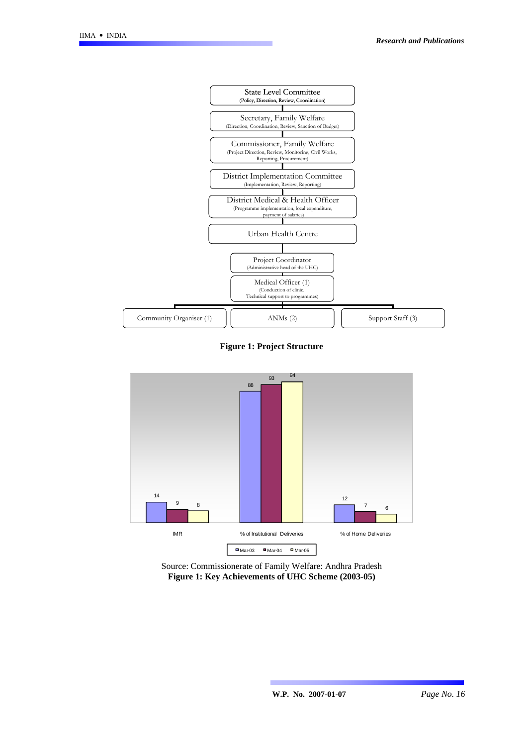State Level Committee
(Policy, Direction, Review, Coordination)

Secretary, Family Welfare
(Direction, Coordination, Review, Sanction of Budget)

Commissioner, Family Welfare
(Project Direction, Review, Monitoring, Civil Works, Reporting, Procurement)

District Implementation Committee
(Implementation, Review, Reporting)

District Medical & Health Officer
(Programme implementation, local expenditure, payment of salaries)

Urban Health Centre

Project Coordinator
(Administrative head of the UHC)

Medical Officer (1)
(Conduction of clinic. Technical support to programmes)

Community Organiser (1) | ANMs (2) | Support Staff (3)

**Figure 1: Project Structure**

| | Mar-03 | Mar-04 | Mar-05 |
|---|---|---|---|
| IMR | 14 | 9 | 8 |
| % of Institutional Deliveries | 88 | 93 | 94 |
| % of Home Deliveries | 12 | 7 | 6 |

Source: Commissionerate of Family Welfare: Andhra Pradesh

**Figure 1: Key Achievements of UHC Scheme (2003-05)**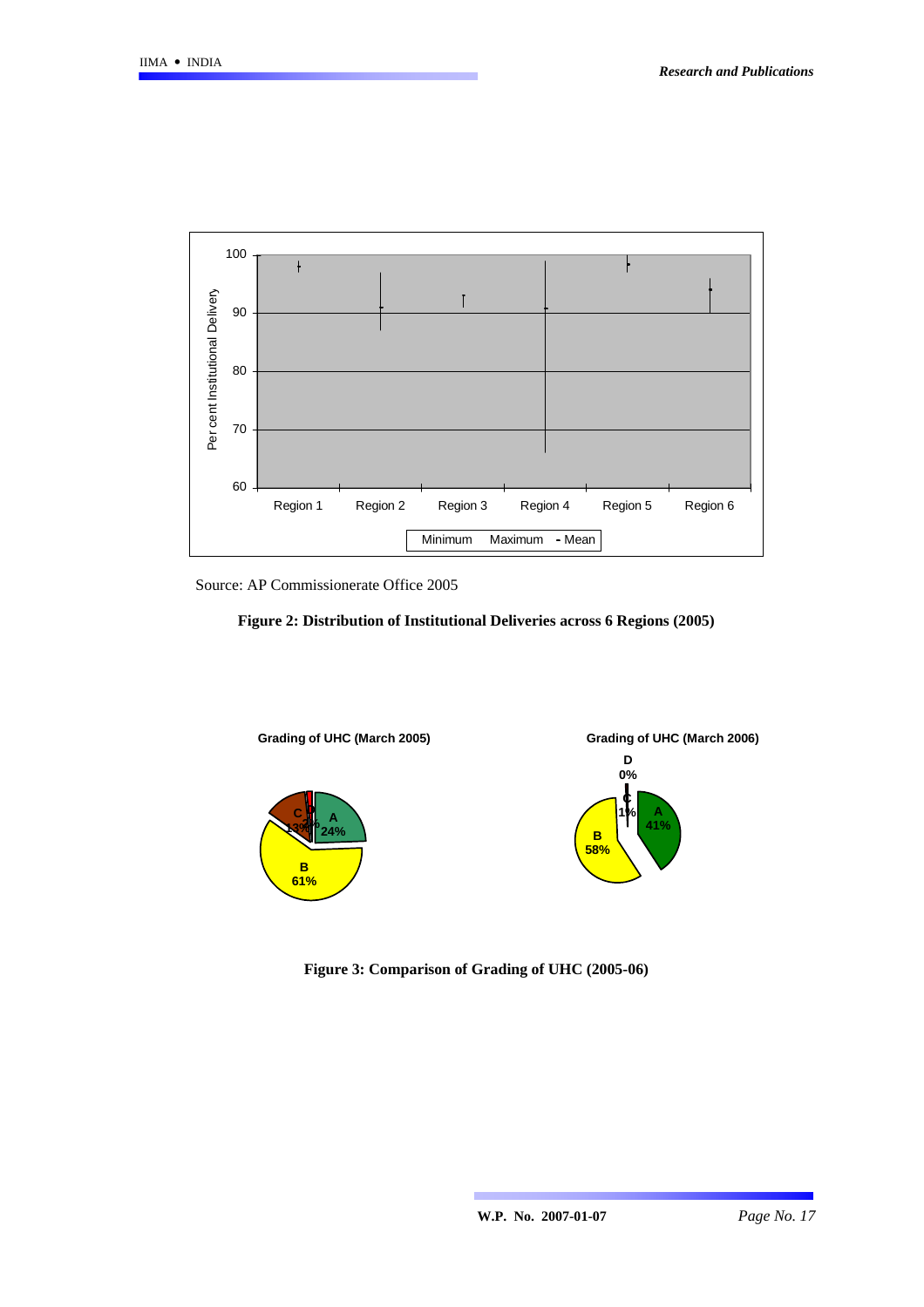Source: AP Commissionerate Office 2005

**Figure 2: Distribution of Institutional Deliveries across 6 Regions (2005)**

**Figure 3: Comparison of Grading of UHC (2005-06)**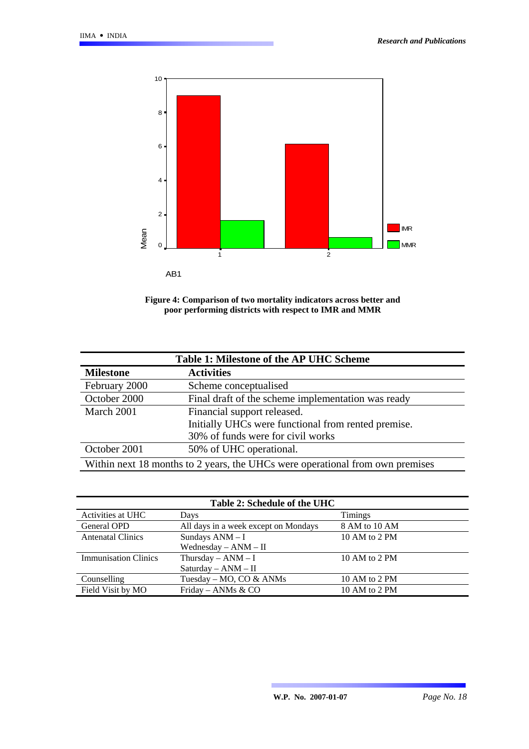Figure 4: Comparison of two mortality indicators across better and poor performing districts with respect to IMR and MMR

| Table 1: Milestone of the AP UHC Scheme | |
|---|---|
| **Milestone** | **Activities** |
| February 2000 | Scheme conceptualised |
| October 2000 | Final draft of the scheme implementation was ready |
| March 2001 | Financial support released.<br>Initially UHCs were functional from rented premise.<br>30% of funds were for civil works |
| October 2001 | 50% of UHC operational. |
| Within next 18 months to 2 years, the UHCs were operational from own premises | |

| Table 2: Schedule of the UHC | | |
|---|---|---|
| Activities at UHC | Days | Timings |
| General OPD | All days in a week except on Mondays | 8 AM to 10 AM |
| Antenatal Clinics | Sundays ANM – I<br>Wednesday – ANM – II | 10 AM to 2 PM |
| Immunisation Clinics | Thursday – ANM – I<br>Saturday – ANM – II | 10 AM to 2 PM |
| Counselling | Tuesday – MO, CO & ANMs | 10 AM to 2 PM |
| Field Visit by MO | Friday – ANMs & CO | 10 AM to 2 PM |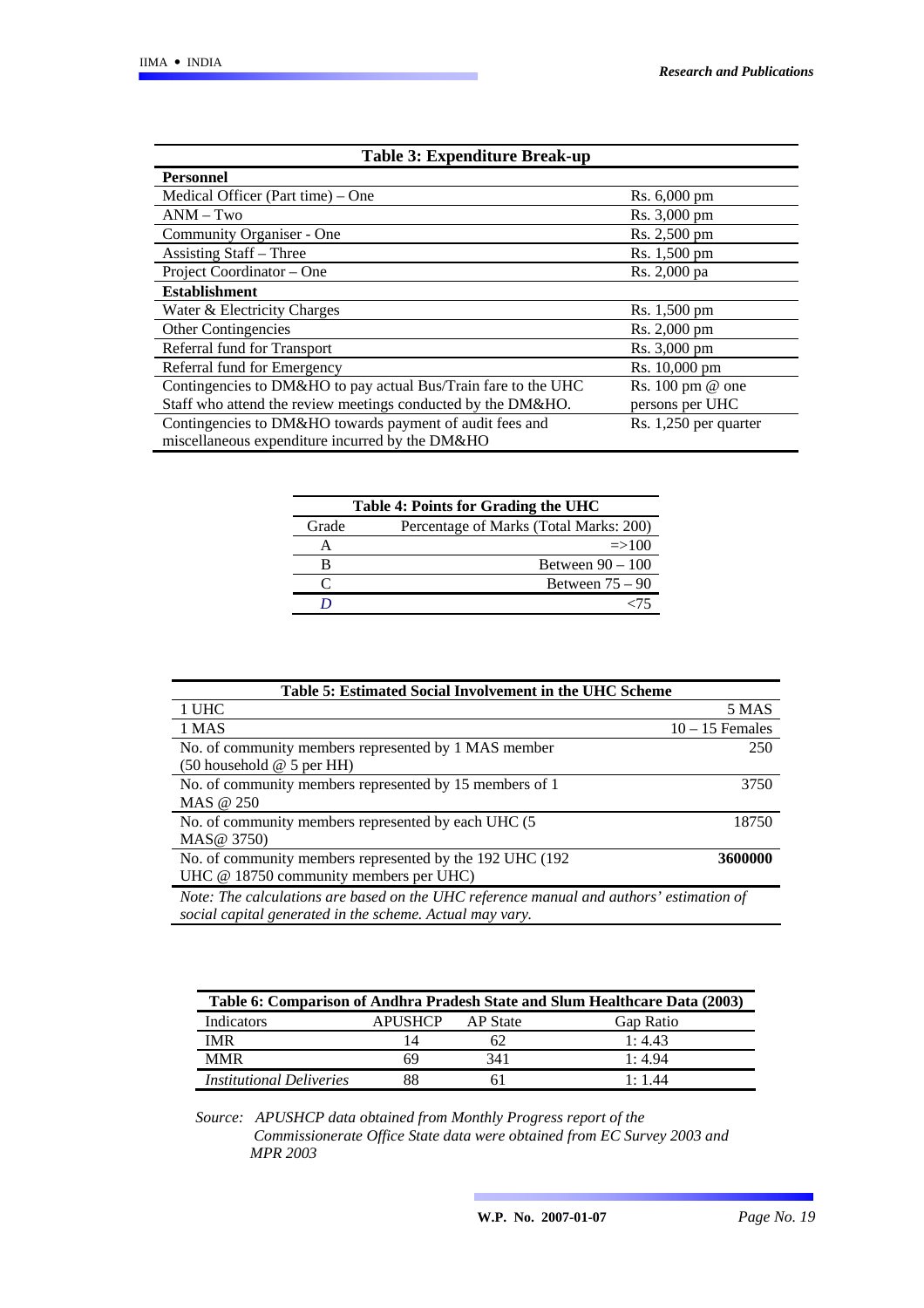**Table 3: Expenditure Break-up**

| | |
|---|---|
| **Personnel** | |
| Medical Officer (Part time) – One | Rs. 6,000 pm |
| ANM – Two | Rs. 3,000 pm |
| Community Organiser - One | Rs. 2,500 pm |
| Assisting Staff – Three | Rs. 1,500 pm |
| Project Coordinator – One | Rs. 2,000 pa |
| **Establishment** | |
| Water & Electricity Charges | Rs. 1,500 pm |
| Other Contingencies | Rs. 2,000 pm |
| Referral fund for Transport | Rs. 3,000 pm |
| Referral fund for Emergency | Rs. 10,000 pm |
| Contingencies to DM&HO to pay actual Bus/Train fare to the UHC Staff who attend the review meetings conducted by the DM&HO. | Rs. 100 pm @ one persons per UHC |
| Contingencies to DM&HO towards payment of audit fees and miscellaneous expenditure incurred by the DM&HO | Rs. 1,250 per quarter |

**Table 4: Points for Grading the UHC**

| Grade | Percentage of Marks (Total Marks: 200) |
|---|---|
| A | =>100 |
| B | Between 90 – 100 |
| C | Between 75 – 90 |
| *D* | <75 |

**Table 5: Estimated Social Involvement in the UHC Scheme**

| | |
|---|---|
| 1 UHC | 5 MAS |
| 1 MAS | 10 – 15 Females |
| No. of community members represented by 1 MAS member (50 household @ 5 per HH) | 250 |
| No. of community members represented by 15 members of 1 MAS @ 250 | 3750 |
| No. of community members represented by each UHC (5 MAS@ 3750) | 18750 |
| No. of community members represented by the 192 UHC (192 UHC @ 18750 community members per UHC) | **3600000** |

*Note: The calculations are based on the UHC reference manual and authors' estimation of social capital generated in the scheme. Actual may vary.*

**Table 6: Comparison of Andhra Pradesh State and Slum Healthcare Data (2003)**

| Indicators | APUSHCP | AP State | Gap Ratio |
|---|---|---|---|
| IMR | 14 | 62 | 1: 4.43 |
| MMR | 69 | 341 | 1: 4.94 |
| *Institutional Deliveries* | 88 | 61 | 1: 1.44 |

*Source: APUSHCP data obtained from Monthly Progress report of the Commissionerate Office State data were obtained from EC Survey 2003 and MPR 2003*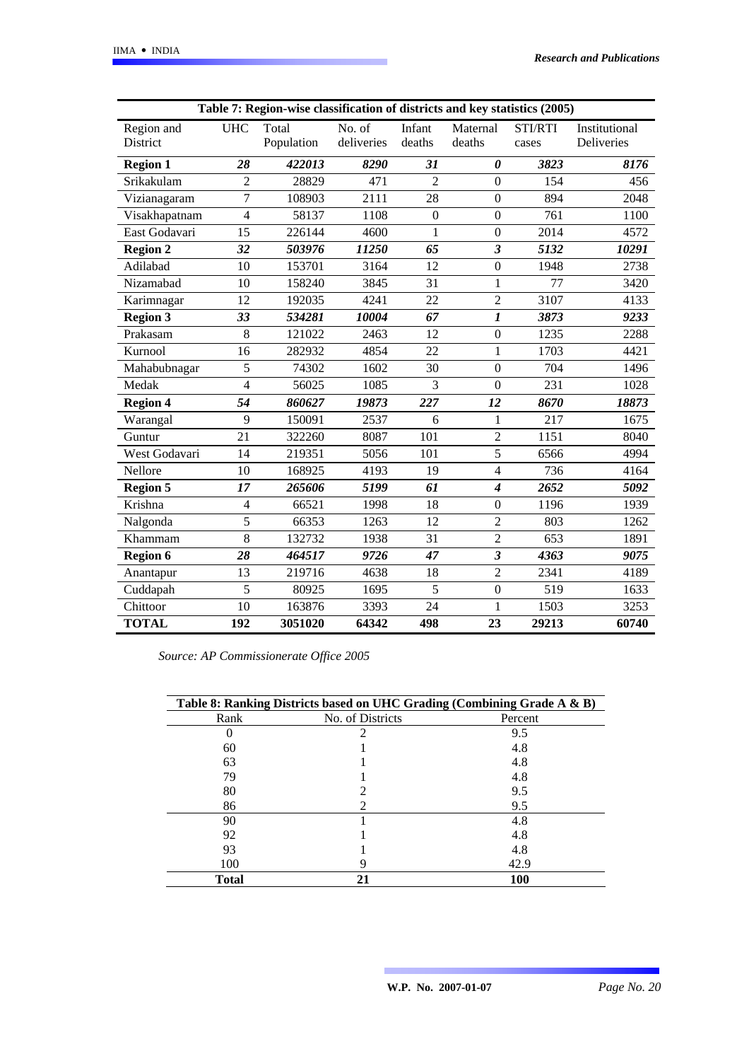**Table 7: Region-wise classification of districts and key statistics (2005)**

| Region and District | UHC | Total Population | No. of deliveries | Infant deaths | Maternal deaths | STI/RTI cases | Institutional Deliveries |
|---|---|---|---|---|---|---|---|
| **Region 1** | ***28*** | ***422013*** | ***8290*** | ***31*** | ***0*** | ***3823*** | ***8176*** |
| Srikakulam | 2 | 28829 | 471 | 2 | 0 | 154 | 456 |
| Vizianagaram | 7 | 108903 | 2111 | 28 | 0 | 894 | 2048 |
| Visakhapatnam | 4 | 58137 | 1108 | 0 | 0 | 761 | 1100 |
| East Godavari | 15 | 226144 | 4600 | 1 | 0 | 2014 | 4572 |
| **Region 2** | ***32*** | ***503976*** | ***11250*** | ***65*** | ***3*** | ***5132*** | ***10291*** |
| Adilabad | 10 | 153701 | 3164 | 12 | 0 | 1948 | 2738 |
| Nizamabad | 10 | 158240 | 3845 | 31 | 1 | 77 | 3420 |
| Karimnagar | 12 | 192035 | 4241 | 22 | 2 | 3107 | 4133 |
| **Region 3** | ***33*** | ***534281*** | ***10004*** | ***67*** | ***1*** | ***3873*** | ***9233*** |
| Prakasam | 8 | 121022 | 2463 | 12 | 0 | 1235 | 2288 |
| Kurnool | 16 | 282932 | 4854 | 22 | 1 | 1703 | 4421 |
| Mahabubnagar | 5 | 74302 | 1602 | 30 | 0 | 704 | 1496 |
| Medak | 4 | 56025 | 1085 | 3 | 0 | 231 | 1028 |
| **Region 4** | ***54*** | ***860627*** | ***19873*** | ***227*** | ***12*** | ***8670*** | ***18873*** |
| Warangal | 9 | 150091 | 2537 | 6 | 1 | 217 | 1675 |
| Guntur | 21 | 322260 | 8087 | 101 | 2 | 1151 | 8040 |
| West Godavari | 14 | 219351 | 5056 | 101 | 5 | 6566 | 4994 |
| Nellore | 10 | 168925 | 4193 | 19 | 4 | 736 | 4164 |
| **Region 5** | ***17*** | ***265606*** | ***5199*** | ***61*** | ***4*** | ***2652*** | ***5092*** |
| Krishna | 4 | 66521 | 1998 | 18 | 0 | 1196 | 1939 |
| Nalgonda | 5 | 66353 | 1263 | 12 | 2 | 803 | 1262 |
| Khammam | 8 | 132732 | 1938 | 31 | 2 | 653 | 1891 |
| **Region 6** | ***28*** | ***464517*** | ***9726*** | ***47*** | ***3*** | ***4363*** | ***9075*** |
| Anantapur | 13 | 219716 | 4638 | 18 | 2 | 2341 | 4189 |
| Cuddapah | 5 | 80925 | 1695 | 5 | 0 | 519 | 1633 |
| Chittoor | 10 | 163876 | 3393 | 24 | 1 | 1503 | 3253 |
| **TOTAL** | **192** | **3051020** | **64342** | **498** | **23** | **29213** | **60740** |

*Source: AP Commissionerate Office 2005*

**Table 8: Ranking Districts based on UHC Grading (Combining Grade A & B)**

| Rank | No. of Districts | Percent |
|---|---|---|
| 0 | 2 | 9.5 |
| 60 | 1 | 4.8 |
| 63 | 1 | 4.8 |
| 79 | 1 | 4.8 |
| 80 | 2 | 9.5 |
| 86 | 2 | 9.5 |
| 90 | 1 | 4.8 |
| 92 | 1 | 4.8 |
| 93 | 1 | 4.8 |
| 100 | 9 | 42.9 |
| **Total** | **21** | **100** |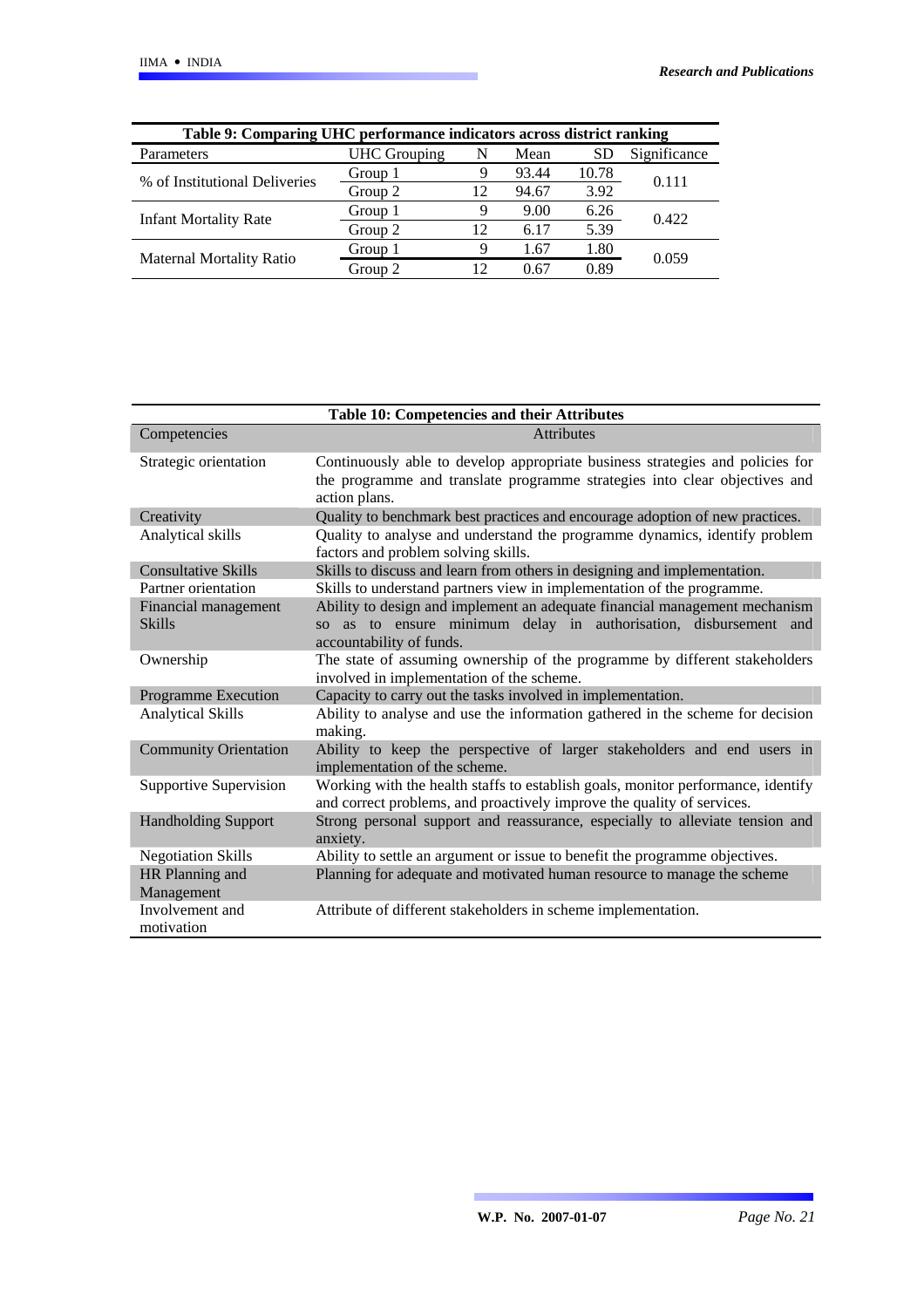**Table 9: Comparing UHC performance indicators across district ranking**

| Parameters | UHC Grouping | N | Mean | SD | Significance |
|---|---|---|---|---|---|
| % of Institutional Deliveries | Group 1 | 9 | 93.44 | 10.78 | 0.111 |
| | Group 2 | 12 | 94.67 | 3.92 | |
| Infant Mortality Rate | Group 1 | 9 | 9.00 | 6.26 | 0.422 |
| | Group 2 | 12 | 6.17 | 5.39 | |
| Maternal Mortality Ratio | Group 1 | 9 | 1.67 | 1.80 | 0.059 |
| | Group 2 | 12 | 0.67 | 0.89 | |

**Table 10: Competencies and their Attributes**

| Competencies | Attributes |
|---|---|
| Strategic orientation | Continuously able to develop appropriate business strategies and policies for the programme and translate programme strategies into clear objectives and action plans. |
| Creativity | Quality to benchmark best practices and encourage adoption of new practices. |
| Analytical skills | Quality to analyse and understand the programme dynamics, identify problem factors and problem solving skills. |
| Consultative Skills | Skills to discuss and learn from others in designing and implementation. |
| Partner orientation | Skills to understand partners view in implementation of the programme. |
| Financial management Skills | Ability to design and implement an adequate financial management mechanism so as to ensure minimum delay in authorisation, disbursement and accountability of funds. |
| Ownership | The state of assuming ownership of the programme by different stakeholders involved in implementation of the scheme. |
| Programme Execution | Capacity to carry out the tasks involved in implementation. |
| Analytical Skills | Ability to analyse and use the information gathered in the scheme for decision making. |
| Community Orientation | Ability to keep the perspective of larger stakeholders and end users in implementation of the scheme. |
| Supportive Supervision | Working with the health staffs to establish goals, monitor performance, identify and correct problems, and proactively improve the quality of services. |
| Handholding Support | Strong personal support and reassurance, especially to alleviate tension and anxiety. |
| Negotiation Skills | Ability to settle an argument or issue to benefit the programme objectives. |
| HR Planning and Management | Planning for adequate and motivated human resource to manage the scheme |
| Involvement and motivation | Attribute of different stakeholders in scheme implementation. |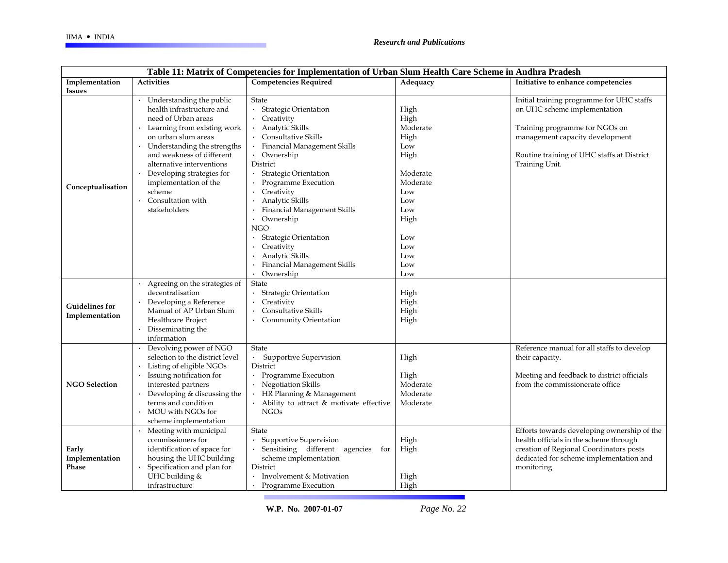**Table 11: Matrix of Competencies for Implementation of Urban Slum Health Care Scheme in Andhra Pradesh**

| Implementation Issues | Activities | Competencies Required | Adequacy | Initiative to enhance competencies |
|---|---|---|---|---|
| **Conceptualisation** | · Understanding the public health infrastructure and need of Urban areas<br>· Learning from existing work on urban slum areas<br>· Understanding the strengths and weakness of different alternative interventions<br>· Developing strategies for implementation of the scheme<br>· Consultation with stakeholders | State<br>· Strategic Orientation<br>· Creativity<br>· Analytic Skills<br>· Consultative Skills<br>· Financial Management Skills<br>· Ownership<br>District<br>· Strategic Orientation<br>· Programme Execution<br>· Creativity<br>· Analytic Skills<br>· Financial Management Skills<br>· Ownership<br>NGO<br>· Strategic Orientation<br>· Creativity<br>· Analytic Skills<br>· Financial Management Skills<br>· Ownership | <br>High<br>High<br>Moderate<br>High<br>Low<br>High<br><br>Moderate<br>Moderate<br>Low<br>Low<br>Low<br>High<br><br>Low<br>Low<br>Low<br>Low<br>Low | Initial training programme for UHC staffs on UHC scheme implementation<br><br>Training programme for NGOs on management capacity development<br><br>Routine training of UHC staffs at District Training Unit. |
| **Guidelines for Implementation** | · Agreeing on the strategies of decentralisation<br>· Developing a Reference Manual of AP Urban Slum Healthcare Project<br>· Disseminating the information | State<br>· Strategic Orientation<br>· Creativity<br>· Consultative Skills<br>· Community Orientation | <br>High<br>High<br>High<br>High | |
| **NGO Selection** | · Devolving power of NGO selection to the district level<br>· Listing of eligible NGOs<br>· Issuing notification for interested partners<br>· Developing & discussing the terms and condition<br>· MOU with NGOs for scheme implementation | State<br>· Supportive Supervision<br>District<br>· Programme Execution<br>· Negotiation Skills<br>· HR Planning & Management<br>· Ability to attract & motivate effective NGOs | <br>High<br><br>High<br>Moderate<br>Moderate<br>Moderate | Reference manual for all staffs to develop their capacity.<br><br>Meeting and feedback to district officials from the commissionerate office |
| **Early Implementation Phase** | · Meeting with municipal commissioners for identification of space for housing the UHC building<br>· Specification and plan for UHC building & infrastructure | State<br>· Supportive Supervision<br>· Sensitising different agencies for scheme implementation<br>District<br>· Involvement & Motivation<br>· Programme Execution | <br>High<br>High<br><br><br>High<br>High | Efforts towards developing ownership of the health officials in the scheme through creation of Regional Coordinators posts dedicated for scheme implementation and monitoring |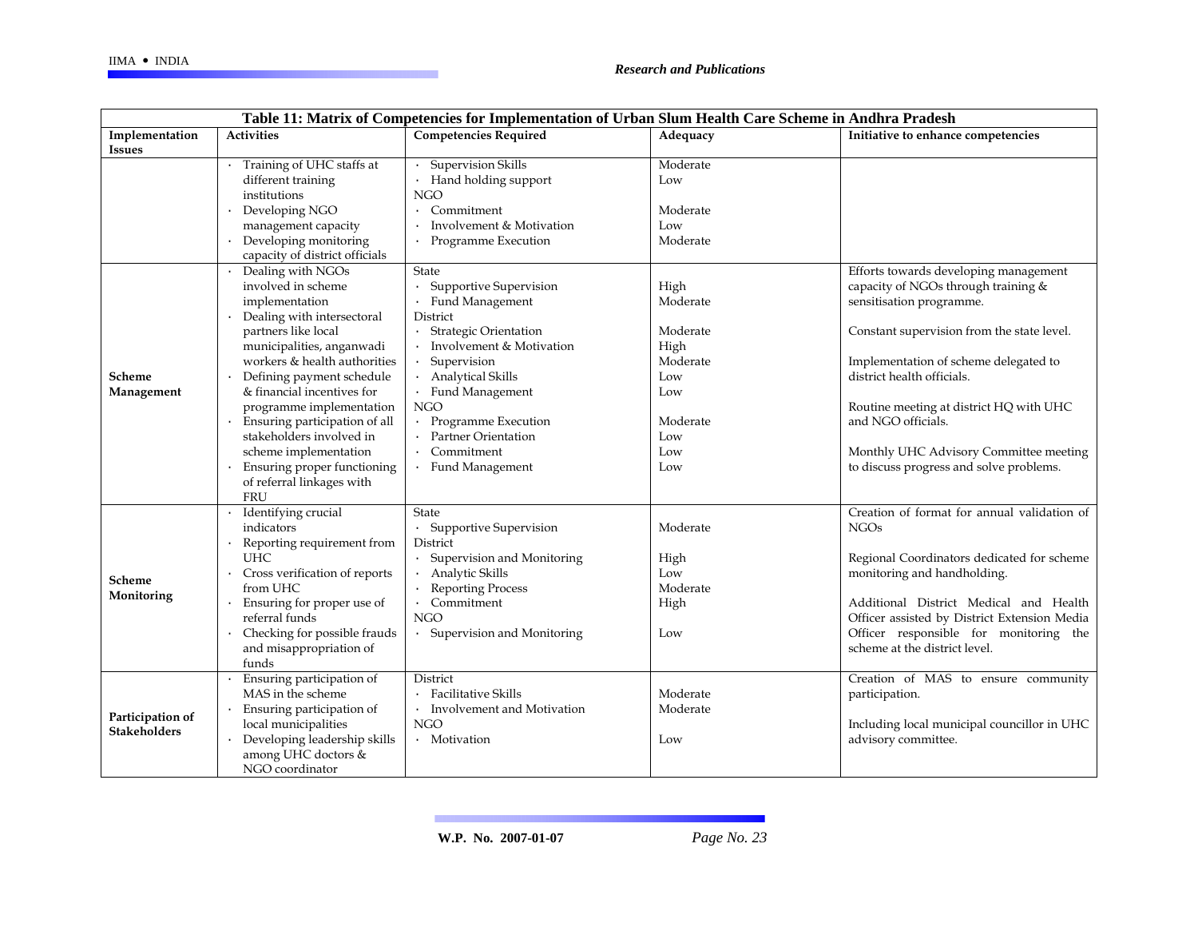**Table 11: Matrix of Competencies for Implementation of Urban Slum Health Care Scheme in Andhra Pradesh**

| Implementation Issues | Activities | Competencies Required | Adequacy | Initiative to enhance competencies |
|---|---|---|---|---|
| | · Training of UHC staffs at different training institutions<br>· Developing NGO management capacity<br>· Developing monitoring capacity of district officials | · Supervision Skills<br>· Hand holding support<br>NGO<br>· Commitment<br>· Involvement & Motivation<br>· Programme Execution | Moderate<br>Low<br><br>Moderate<br>Low<br>Moderate | |
| **Scheme Management** | · Dealing with NGOs involved in scheme implementation<br>· Dealing with intersectoral partners like local municipalities, anganwadi workers & health authorities<br>· Defining payment schedule & financial incentives for programme implementation<br>· Ensuring participation of all stakeholders involved in scheme implementation<br>· Ensuring proper functioning of referral linkages with FRU | State<br>· Supportive Supervision<br>· Fund Management<br>District<br>· Strategic Orientation<br>· Involvement & Motivation<br>· Supervision<br>· Analytical Skills<br>· Fund Management<br>NGO<br>· Programme Execution<br>· Partner Orientation<br>· Commitment<br>· Fund Management | <br>High<br>Moderate<br><br>Moderate<br>High<br>Moderate<br>Low<br>Low<br><br>Moderate<br>Low<br>Low<br>Low | Efforts towards developing management capacity of NGOs through training & sensitisation programme.<br><br>Constant supervision from the state level.<br><br>Implementation of scheme delegated to district health officials.<br><br>Routine meeting at district HQ with UHC and NGO officials.<br><br>Monthly UHC Advisory Committee meeting to discuss progress and solve problems. |
| **Scheme Monitoring** | · Identifying crucial indicators<br>· Reporting requirement from UHC<br>· Cross verification of reports from UHC<br>· Ensuring for proper use of referral funds<br>· Checking for possible frauds and misappropriation of funds | State<br>· Supportive Supervision<br>District<br>· Supervision and Monitoring<br>· Analytic Skills<br>· Reporting Process<br>· Commitment<br>NGO<br>· Supervision and Monitoring | <br>Moderate<br><br>High<br>Low<br>Moderate<br>High<br><br>Low | Creation of format for annual validation of NGOs<br><br>Regional Coordinators dedicated for scheme monitoring and handholding.<br><br>Additional District Medical and Health Officer assisted by District Extension Media Officer responsible for monitoring the scheme at the district level. |
| **Participation of Stakeholders** | · Ensuring participation of MAS in the scheme<br>· Ensuring participation of local municipalities<br>· Developing leadership skills among UHC doctors & NGO coordinator | District<br>· Facilitative Skills<br>· Involvement and Motivation<br>NGO<br>· Motivation | <br>Moderate<br>Moderate<br><br>Low | Creation of MAS to ensure community participation.<br><br>Including local municipal councillor in UHC advisory committee. |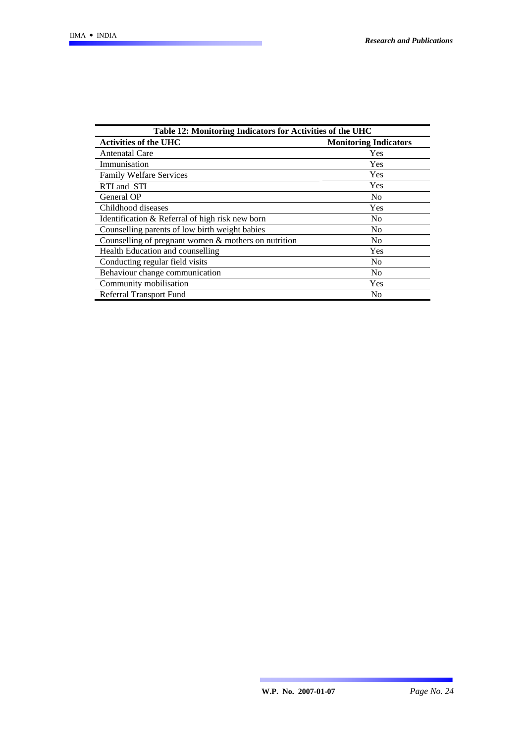**Table 12: Monitoring Indicators for Activities of the UHC**

| Activities of the UHC | Monitoring Indicators |
|---|---|
| Antenatal Care | Yes |
| Immunisation | Yes |
| Family Welfare Services | Yes |
| RTI and STI | Yes |
| General OP | No |
| Childhood diseases | Yes |
| Identification & Referral of high risk new born | No |
| Counselling parents of low birth weight babies | No |
| Counselling of pregnant women & mothers on nutrition | No |
| Health Education and counselling | Yes |
| Conducting regular field visits | No |
| Behaviour change communication | No |
| Community mobilisation | Yes |
| Referral Transport Fund | No |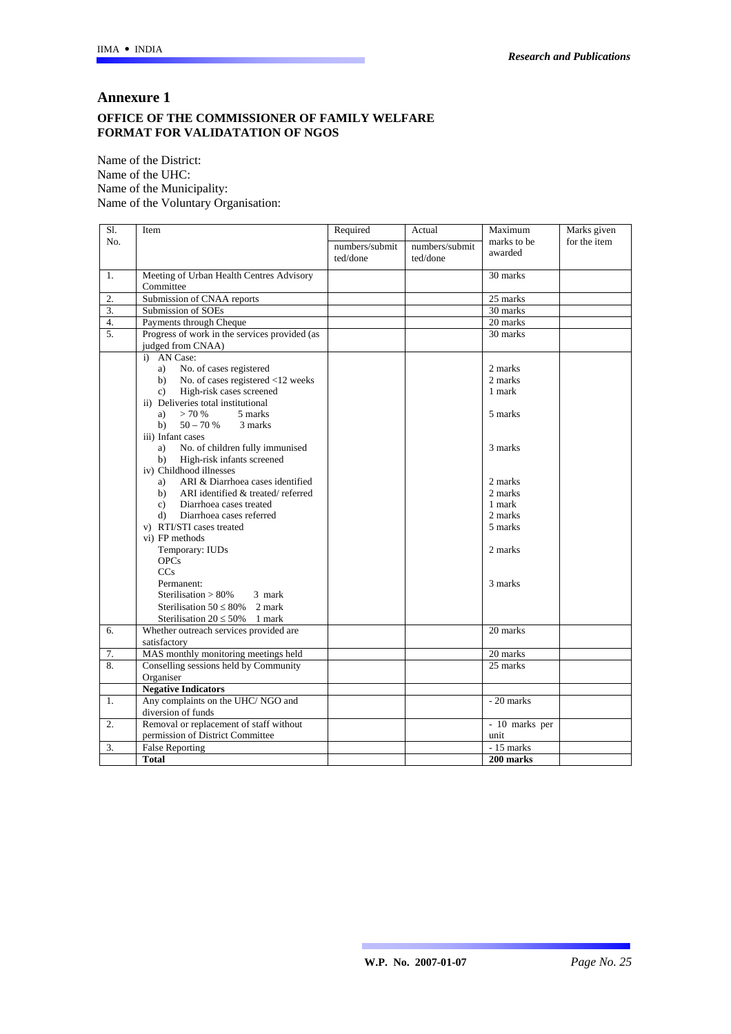# Annexure 1

**OFFICE OF THE COMMISSIONER OF FAMILY WELFARE**
**FORMAT FOR VALIDATATION OF NGOS**

Name of the District:
Name of the UHC:
Name of the Municipality:
Name of the Voluntary Organisation:

| Sl. No. | Item | Required numbers/submitted/done | Actual numbers/submitted/done | Maximum marks to be awarded | Marks given for the item |
|---|---|---|---|---|---|
| 1. | Meeting of Urban Health Centres Advisory Committee | | | 30 marks | |
| 2. | Submission of CNAA reports | | | 25 marks | |
| 3. | Submission of SOEs | | | 30 marks | |
| 4. | Payments through Cheque | | | 20 marks | |
| 5. | Progress of work in the services provided (as judged from CNAA) | | | 30 marks | |
| | i) AN Case: | | | | |
| | a) No. of cases registered | | | 2 marks | |
| | b) No. of cases registered <12 weeks | | | 2 marks | |
| | c) High-risk cases screened | | | 1 mark | |
| | ii) Deliveries total institutional | | | | |
| | a) > 70 % 5 marks | | | 5 marks | |
| | b) 50 – 70 % 3 marks | | | | |
| | iii) Infant cases | | | | |
| | a) No. of children fully immunised | | | 3 marks | |
| | b) High-risk infants screened | | | | |
| | iv) Childhood illnesses | | | | |
| | a) ARI & Diarrhoea cases identified | | | 2 marks | |
| | b) ARI identified & treated/ referred | | | 2 marks | |
| | c) Diarrhoea cases treated | | | 1 mark | |
| | d) Diarrhoea cases referred | | | 2 marks | |
| | v) RTI/STI cases treated | | | 5 marks | |
| | vi) FP methods | | | | |
| | Temporary: IUDs | | | 2 marks | |
| | OPCs | | | | |
| | CCs | | | | |
| | Permanent: | | | 3 marks | |
| | Sterilisation > 80% 3 mark | | | | |
| | Sterilisation 50 ≤ 80% 2 mark | | | | |
| | Sterilisation 20 ≤ 50% 1 mark | | | | |
| 6. | Whether outreach services provided are satisfactory | | | 20 marks | |
| 7. | MAS monthly monitoring meetings held | | | 20 marks | |
| 8. | Conselling sessions held by Community Organiser | | | 25 marks | |
| | **Negative Indicators** | | | | |
| 1. | Any complaints on the UHC/ NGO and diversion of funds | | | - 20 marks | |
| 2. | Removal or replacement of staff without permission of District Committee | | | - 10 marks per unit | |
| 3. | False Reporting | | | - 15 marks | |
| | **Total** | | | **200 marks** | |